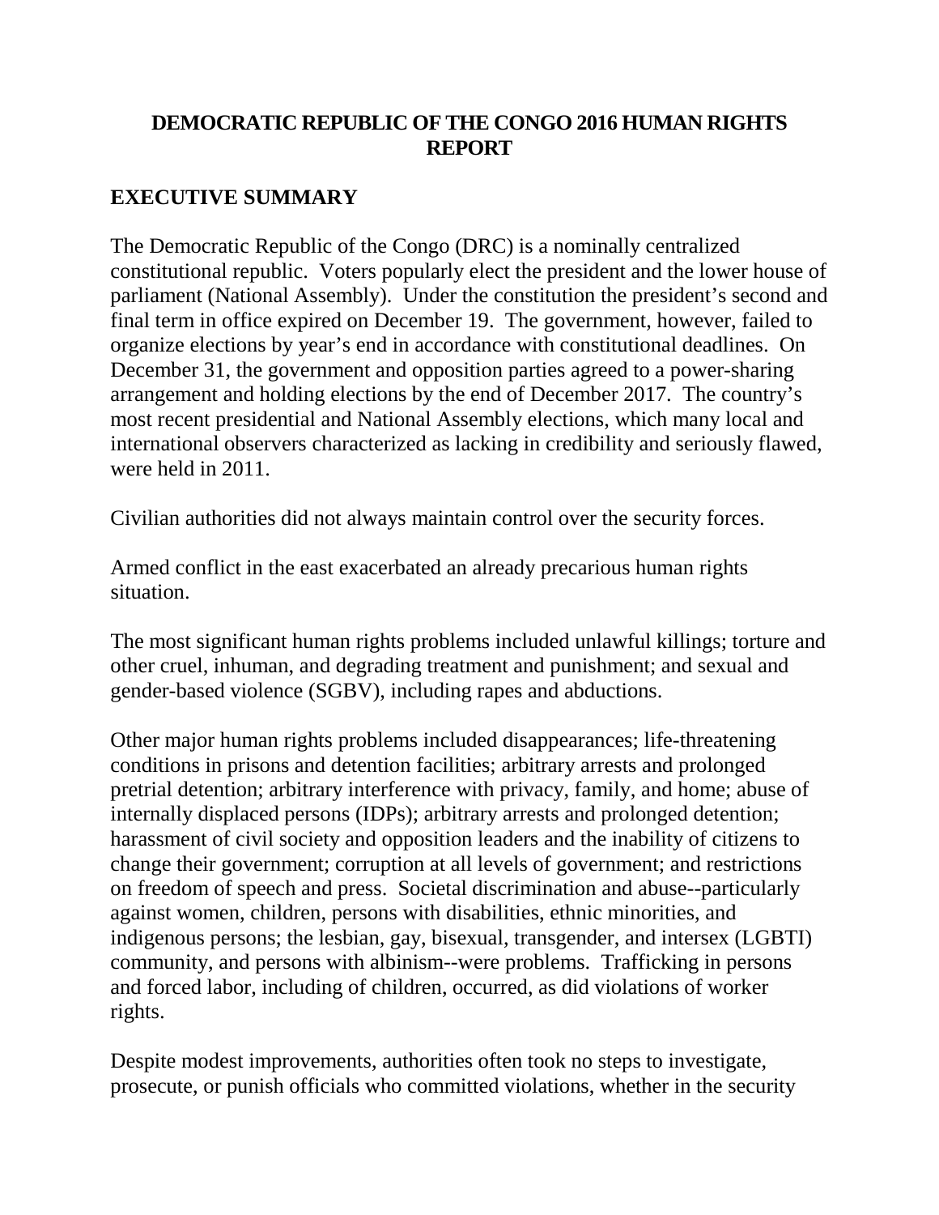# DEMOCRATIC REPUBLIC OF THE CONGO 2016 HUMAN RIGHTS REPORT

## EXECUTIVE SUMMARY

The Democratic Republic of the Congo (DRC) is a nominally centralized constitutional republic. Voters popularly elect the president and the lower house of parliament (National Assembly). Under the constitution the president's second and final term in office expired on December 19. The government, however, failed to organize elections by year's end in accordance with constitutional deadlines. On December 31, the government and opposition parties agreed to a power-sharing arrangement and holding elections by the end of December 2017. The country's most recent presidential and National Assembly elections, which many local and international observers characterized as lacking in credibility and seriously flawed, were held in 2011.

Civilian authorities did not always maintain control over the security forces.

Armed conflict in the east exacerbated an already precarious human rights situation.

The most significant human rights problems included unlawful killings; torture and other cruel, inhuman, and degrading treatment and punishment; and sexual and gender-based violence (SGBV), including rapes and abductions.

Other major human rights problems included disappearances; life-threatening conditions in prisons and detention facilities; arbitrary arrests and prolonged pretrial detention; arbitrary interference with privacy, family, and home; abuse of internally displaced persons (IDPs); arbitrary arrests and prolonged detention; harassment of civil society and opposition leaders and the inability of citizens to change their government; corruption at all levels of government; and restrictions on freedom of speech and press. Societal discrimination and abuse--particularly against women, children, persons with disabilities, ethnic minorities, and indigenous persons; the lesbian, gay, bisexual, transgender, and intersex (LGBTI) community, and persons with albinism--were problems. Trafficking in persons and forced labor, including of children, occurred, as did violations of worker rights.

Despite modest improvements, authorities often took no steps to investigate, prosecute, or punish officials who committed violations, whether in the security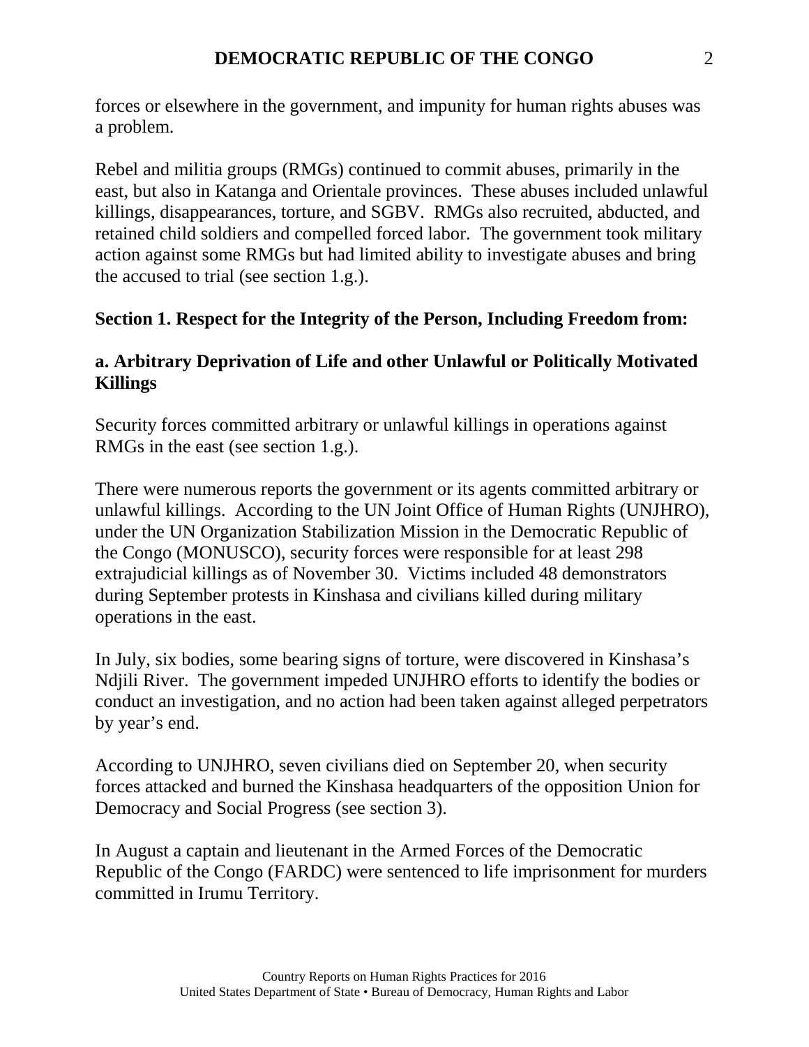forces or elsewhere in the government, and impunity for human rights abuses was a problem.

Rebel and militia groups (RMGs) continued to commit abuses, primarily in the east, but also in Katanga and Orientale provinces. These abuses included unlawful killings, disappearances, torture, and SGBV. RMGs also recruited, abducted, and retained child soldiers and compelled forced labor. The government took military action against some RMGs but had limited ability to investigate abuses and bring the accused to trial (see section 1.g.).

## Section 1. Respect for the Integrity of the Person, Including Freedom from:

### a. Arbitrary Deprivation of Life and other Unlawful or Politically Motivated Killings

Security forces committed arbitrary or unlawful killings in operations against RMGs in the east (see section 1.g.).

There were numerous reports the government or its agents committed arbitrary or unlawful killings. According to the UN Joint Office of Human Rights (UNJHRO), under the UN Organization Stabilization Mission in the Democratic Republic of the Congo (MONUSCO), security forces were responsible for at least 298 extrajudicial killings as of November 30. Victims included 48 demonstrators during September protests in Kinshasa and civilians killed during military operations in the east.

In July, six bodies, some bearing signs of torture, were discovered in Kinshasa's Ndjili River. The government impeded UNJHRO efforts to identify the bodies or conduct an investigation, and no action had been taken against alleged perpetrators by year's end.

According to UNJHRO, seven civilians died on September 20, when security forces attacked and burned the Kinshasa headquarters of the opposition Union for Democracy and Social Progress (see section 3).

In August a captain and lieutenant in the Armed Forces of the Democratic Republic of the Congo (FARDC) were sentenced to life imprisonment for murders committed in Irumu Territory.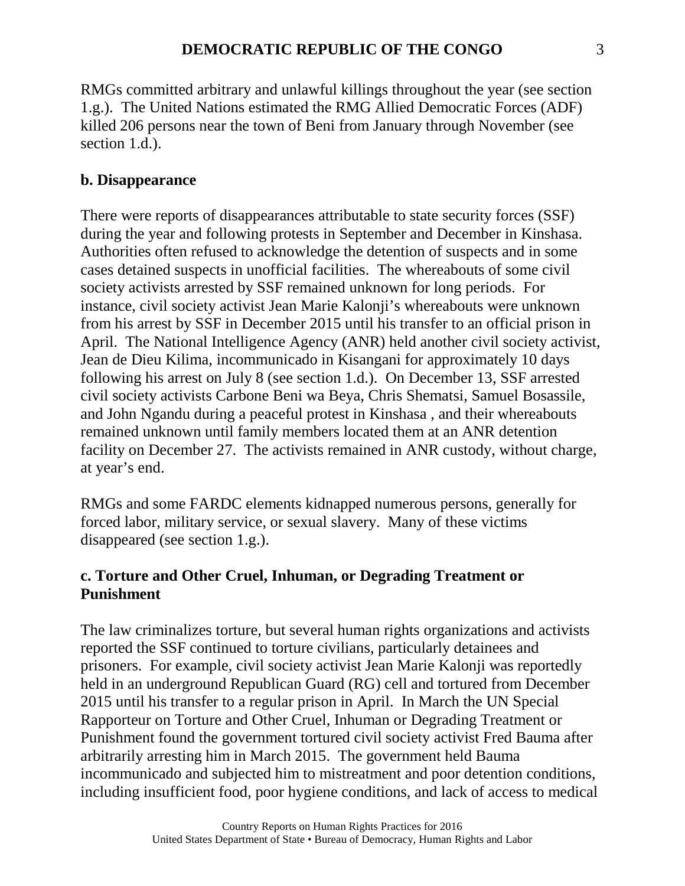RMGs committed arbitrary and unlawful killings throughout the year (see section 1.g.). The United Nations estimated the RMG Allied Democratic Forces (ADF) killed 206 persons near the town of Beni from January through November (see section 1.d.).

**b. Disappearance**

There were reports of disappearances attributable to state security forces (SSF) during the year and following protests in September and December in Kinshasa. Authorities often refused to acknowledge the detention of suspects and in some cases detained suspects in unofficial facilities. The whereabouts of some civil society activists arrested by SSF remained unknown for long periods. For instance, civil society activist Jean Marie Kalonji's whereabouts were unknown from his arrest by SSF in December 2015 until his transfer to an official prison in April. The National Intelligence Agency (ANR) held another civil society activist, Jean de Dieu Kilima, incommunicado in Kisangani for approximately 10 days following his arrest on July 8 (see section 1.d.). On December 13, SSF arrested civil society activists Carbone Beni wa Beya, Chris Shematsi, Samuel Bosassile, and John Ngandu during a peaceful protest in Kinshasa , and their whereabouts remained unknown until family members located them at an ANR detention facility on December 27. The activists remained in ANR custody, without charge, at year's end.

RMGs and some FARDC elements kidnapped numerous persons, generally for forced labor, military service, or sexual slavery. Many of these victims disappeared (see section 1.g.).

**c. Torture and Other Cruel, Inhuman, or Degrading Treatment or Punishment**

The law criminalizes torture, but several human rights organizations and activists reported the SSF continued to torture civilians, particularly detainees and prisoners. For example, civil society activist Jean Marie Kalonji was reportedly held in an underground Republican Guard (RG) cell and tortured from December 2015 until his transfer to a regular prison in April. In March the UN Special Rapporteur on Torture and Other Cruel, Inhuman or Degrading Treatment or Punishment found the government tortured civil society activist Fred Bauma after arbitrarily arresting him in March 2015. The government held Bauma incommunicado and subjected him to mistreatment and poor detention conditions, including insufficient food, poor hygiene conditions, and lack of access to medical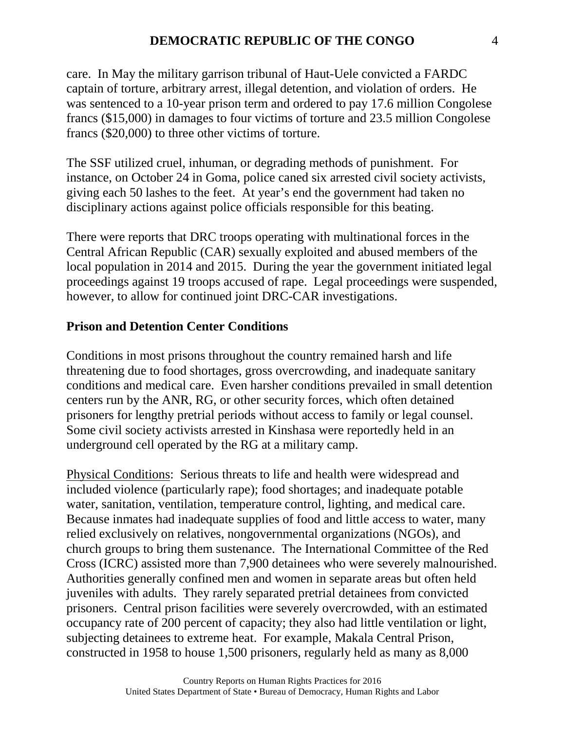care. In May the military garrison tribunal of Haut-Uele convicted a FARDC captain of torture, arbitrary arrest, illegal detention, and violation of orders. He was sentenced to a 10-year prison term and ordered to pay 17.6 million Congolese francs ($15,000) in damages to four victims of torture and 23.5 million Congolese francs ($20,000) to three other victims of torture.

The SSF utilized cruel, inhuman, or degrading methods of punishment. For instance, on October 24 in Goma, police caned six arrested civil society activists, giving each 50 lashes to the feet. At year's end the government had taken no disciplinary actions against police officials responsible for this beating.

There were reports that DRC troops operating with multinational forces in the Central African Republic (CAR) sexually exploited and abused members of the local population in 2014 and 2015. During the year the government initiated legal proceedings against 19 troops accused of rape. Legal proceedings were suspended, however, to allow for continued joint DRC-CAR investigations.

**Prison and Detention Center Conditions**

Conditions in most prisons throughout the country remained harsh and life threatening due to food shortages, gross overcrowding, and inadequate sanitary conditions and medical care. Even harsher conditions prevailed in small detention centers run by the ANR, RG, or other security forces, which often detained prisoners for lengthy pretrial periods without access to family or legal counsel. Some civil society activists arrested in Kinshasa were reportedly held in an underground cell operated by the RG at a military camp.

Physical Conditions: Serious threats to life and health were widespread and included violence (particularly rape); food shortages; and inadequate potable water, sanitation, ventilation, temperature control, lighting, and medical care. Because inmates had inadequate supplies of food and little access to water, many relied exclusively on relatives, nongovernmental organizations (NGOs), and church groups to bring them sustenance. The International Committee of the Red Cross (ICRC) assisted more than 7,900 detainees who were severely malnourished. Authorities generally confined men and women in separate areas but often held juveniles with adults. They rarely separated pretrial detainees from convicted prisoners. Central prison facilities were severely overcrowded, with an estimated occupancy rate of 200 percent of capacity; they also had little ventilation or light, subjecting detainees to extreme heat. For example, Makala Central Prison, constructed in 1958 to house 1,500 prisoners, regularly held as many as 8,000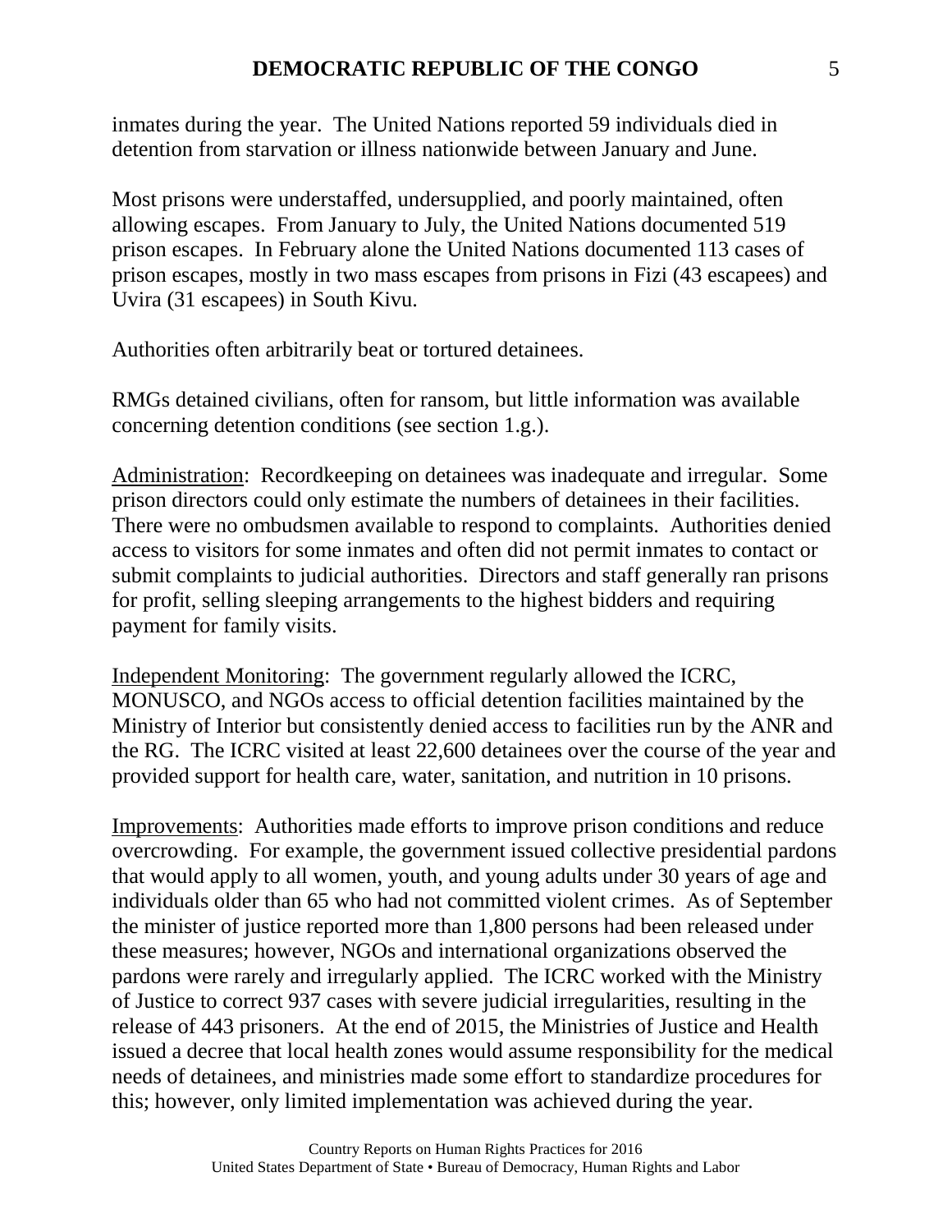inmates during the year. The United Nations reported 59 individuals died in detention from starvation or illness nationwide between January and June.

Most prisons were understaffed, undersupplied, and poorly maintained, often allowing escapes. From January to July, the United Nations documented 519 prison escapes. In February alone the United Nations documented 113 cases of prison escapes, mostly in two mass escapes from prisons in Fizi (43 escapees) and Uvira (31 escapees) in South Kivu.

Authorities often arbitrarily beat or tortured detainees.

RMGs detained civilians, often for ransom, but little information was available concerning detention conditions (see section 1.g.).

Administration: Recordkeeping on detainees was inadequate and irregular. Some prison directors could only estimate the numbers of detainees in their facilities. There were no ombudsmen available to respond to complaints. Authorities denied access to visitors for some inmates and often did not permit inmates to contact or submit complaints to judicial authorities. Directors and staff generally ran prisons for profit, selling sleeping arrangements to the highest bidders and requiring payment for family visits.

Independent Monitoring: The government regularly allowed the ICRC, MONUSCO, and NGOs access to official detention facilities maintained by the Ministry of Interior but consistently denied access to facilities run by the ANR and the RG. The ICRC visited at least 22,600 detainees over the course of the year and provided support for health care, water, sanitation, and nutrition in 10 prisons.

Improvements: Authorities made efforts to improve prison conditions and reduce overcrowding. For example, the government issued collective presidential pardons that would apply to all women, youth, and young adults under 30 years of age and individuals older than 65 who had not committed violent crimes. As of September the minister of justice reported more than 1,800 persons had been released under these measures; however, NGOs and international organizations observed the pardons were rarely and irregularly applied. The ICRC worked with the Ministry of Justice to correct 937 cases with severe judicial irregularities, resulting in the release of 443 prisoners. At the end of 2015, the Ministries of Justice and Health issued a decree that local health zones would assume responsibility for the medical needs of detainees, and ministries made some effort to standardize procedures for this; however, only limited implementation was achieved during the year.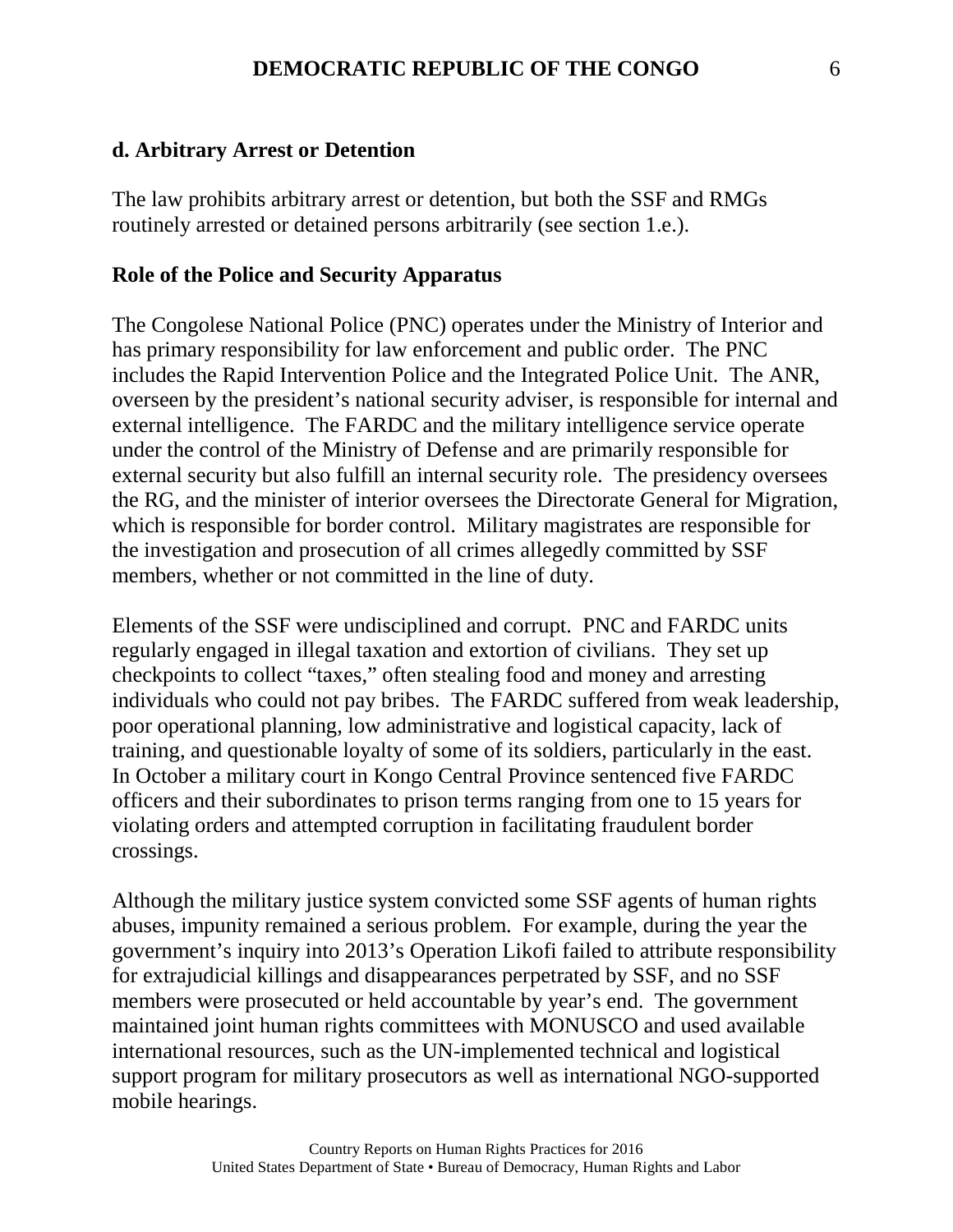**d. Arbitrary Arrest or Detention**

The law prohibits arbitrary arrest or detention, but both the SSF and RMGs routinely arrested or detained persons arbitrarily (see section 1.e.).

**Role of the Police and Security Apparatus**

The Congolese National Police (PNC) operates under the Ministry of Interior and has primary responsibility for law enforcement and public order. The PNC includes the Rapid Intervention Police and the Integrated Police Unit. The ANR, overseen by the president's national security adviser, is responsible for internal and external intelligence. The FARDC and the military intelligence service operate under the control of the Ministry of Defense and are primarily responsible for external security but also fulfill an internal security role. The presidency oversees the RG, and the minister of interior oversees the Directorate General for Migration, which is responsible for border control. Military magistrates are responsible for the investigation and prosecution of all crimes allegedly committed by SSF members, whether or not committed in the line of duty.

Elements of the SSF were undisciplined and corrupt. PNC and FARDC units regularly engaged in illegal taxation and extortion of civilians. They set up checkpoints to collect "taxes," often stealing food and money and arresting individuals who could not pay bribes. The FARDC suffered from weak leadership, poor operational planning, low administrative and logistical capacity, lack of training, and questionable loyalty of some of its soldiers, particularly in the east. In October a military court in Kongo Central Province sentenced five FARDC officers and their subordinates to prison terms ranging from one to 15 years for violating orders and attempted corruption in facilitating fraudulent border crossings.

Although the military justice system convicted some SSF agents of human rights abuses, impunity remained a serious problem. For example, during the year the government's inquiry into 2013's Operation Likofi failed to attribute responsibility for extrajudicial killings and disappearances perpetrated by SSF, and no SSF members were prosecuted or held accountable by year's end. The government maintained joint human rights committees with MONUSCO and used available international resources, such as the UN-implemented technical and logistical support program for military prosecutors as well as international NGO-supported mobile hearings.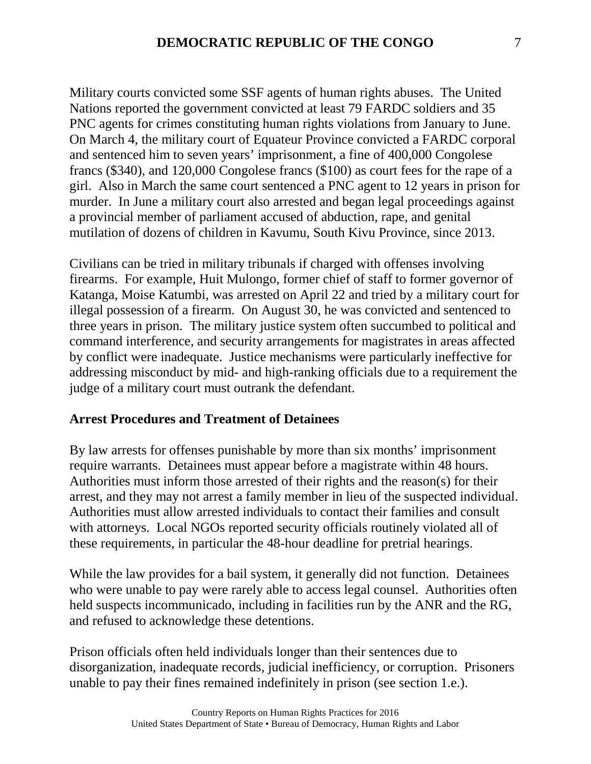Military courts convicted some SSF agents of human rights abuses. The United Nations reported the government convicted at least 79 FARDC soldiers and 35 PNC agents for crimes constituting human rights violations from January to June. On March 4, the military court of Equateur Province convicted a FARDC corporal and sentenced him to seven years' imprisonment, a fine of 400,000 Congolese francs ($340), and 120,000 Congolese francs ($100) as court fees for the rape of a girl. Also in March the same court sentenced a PNC agent to 12 years in prison for murder. In June a military court also arrested and began legal proceedings against a provincial member of parliament accused of abduction, rape, and genital mutilation of dozens of children in Kavumu, South Kivu Province, since 2013.

Civilians can be tried in military tribunals if charged with offenses involving firearms. For example, Huit Mulongo, former chief of staff to former governor of Katanga, Moise Katumbi, was arrested on April 22 and tried by a military court for illegal possession of a firearm. On August 30, he was convicted and sentenced to three years in prison. The military justice system often succumbed to political and command interference, and security arrangements for magistrates in areas affected by conflict were inadequate. Justice mechanisms were particularly ineffective for addressing misconduct by mid- and high-ranking officials due to a requirement the judge of a military court must outrank the defendant.

**Arrest Procedures and Treatment of Detainees**

By law arrests for offenses punishable by more than six months' imprisonment require warrants. Detainees must appear before a magistrate within 48 hours. Authorities must inform those arrested of their rights and the reason(s) for their arrest, and they may not arrest a family member in lieu of the suspected individual. Authorities must allow arrested individuals to contact their families and consult with attorneys. Local NGOs reported security officials routinely violated all of these requirements, in particular the 48-hour deadline for pretrial hearings.

While the law provides for a bail system, it generally did not function. Detainees who were unable to pay were rarely able to access legal counsel. Authorities often held suspects incommunicado, including in facilities run by the ANR and the RG, and refused to acknowledge these detentions.

Prison officials often held individuals longer than their sentences due to disorganization, inadequate records, judicial inefficiency, or corruption. Prisoners unable to pay their fines remained indefinitely in prison (see section 1.e.).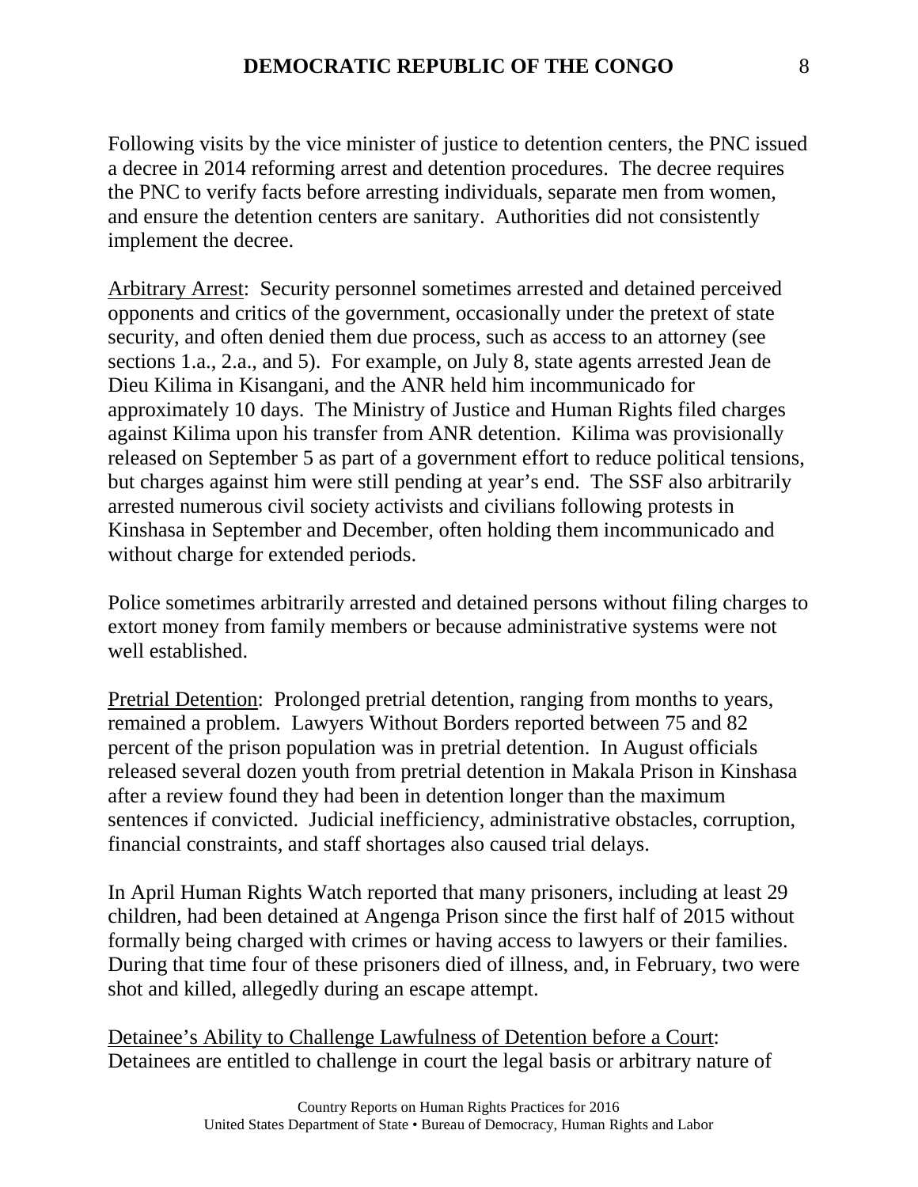Following visits by the vice minister of justice to detention centers, the PNC issued a decree in 2014 reforming arrest and detention procedures. The decree requires the PNC to verify facts before arresting individuals, separate men from women, and ensure the detention centers are sanitary. Authorities did not consistently implement the decree.

Arbitrary Arrest: Security personnel sometimes arrested and detained perceived opponents and critics of the government, occasionally under the pretext of state security, and often denied them due process, such as access to an attorney (see sections 1.a., 2.a., and 5). For example, on July 8, state agents arrested Jean de Dieu Kilima in Kisangani, and the ANR held him incommunicado for approximately 10 days. The Ministry of Justice and Human Rights filed charges against Kilima upon his transfer from ANR detention. Kilima was provisionally released on September 5 as part of a government effort to reduce political tensions, but charges against him were still pending at year's end. The SSF also arbitrarily arrested numerous civil society activists and civilians following protests in Kinshasa in September and December, often holding them incommunicado and without charge for extended periods.

Police sometimes arbitrarily arrested and detained persons without filing charges to extort money from family members or because administrative systems were not well established.

Pretrial Detention: Prolonged pretrial detention, ranging from months to years, remained a problem. Lawyers Without Borders reported between 75 and 82 percent of the prison population was in pretrial detention. In August officials released several dozen youth from pretrial detention in Makala Prison in Kinshasa after a review found they had been in detention longer than the maximum sentences if convicted. Judicial inefficiency, administrative obstacles, corruption, financial constraints, and staff shortages also caused trial delays.

In April Human Rights Watch reported that many prisoners, including at least 29 children, had been detained at Angenga Prison since the first half of 2015 without formally being charged with crimes or having access to lawyers or their families. During that time four of these prisoners died of illness, and, in February, two were shot and killed, allegedly during an escape attempt.

Detainee's Ability to Challenge Lawfulness of Detention before a Court: Detainees are entitled to challenge in court the legal basis or arbitrary nature of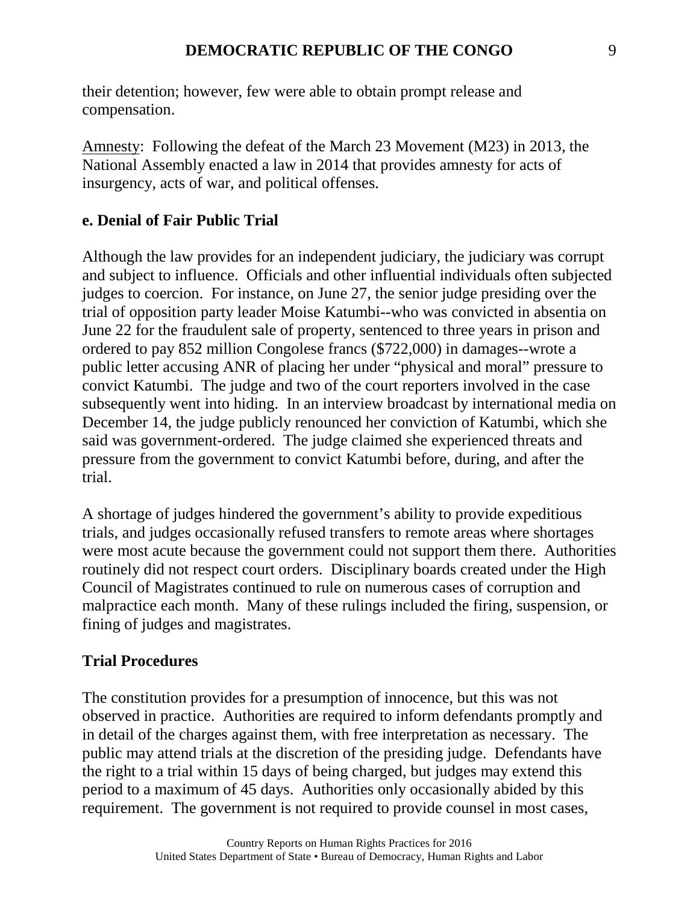their detention; however, few were able to obtain prompt release and compensation.

Amnesty: Following the defeat of the March 23 Movement (M23) in 2013, the National Assembly enacted a law in 2014 that provides amnesty for acts of insurgency, acts of war, and political offenses.

### e. Denial of Fair Public Trial

Although the law provides for an independent judiciary, the judiciary was corrupt and subject to influence. Officials and other influential individuals often subjected judges to coercion. For instance, on June 27, the senior judge presiding over the trial of opposition party leader Moise Katumbi--who was convicted in absentia on June 22 for the fraudulent sale of property, sentenced to three years in prison and ordered to pay 852 million Congolese francs ($722,000) in damages--wrote a public letter accusing ANR of placing her under "physical and moral" pressure to convict Katumbi. The judge and two of the court reporters involved in the case subsequently went into hiding. In an interview broadcast by international media on December 14, the judge publicly renounced her conviction of Katumbi, which she said was government-ordered. The judge claimed she experienced threats and pressure from the government to convict Katumbi before, during, and after the trial.

A shortage of judges hindered the government's ability to provide expeditious trials, and judges occasionally refused transfers to remote areas where shortages were most acute because the government could not support them there. Authorities routinely did not respect court orders. Disciplinary boards created under the High Council of Magistrates continued to rule on numerous cases of corruption and malpractice each month. Many of these rulings included the firing, suspension, or fining of judges and magistrates.

### Trial Procedures

The constitution provides for a presumption of innocence, but this was not observed in practice. Authorities are required to inform defendants promptly and in detail of the charges against them, with free interpretation as necessary. The public may attend trials at the discretion of the presiding judge. Defendants have the right to a trial within 15 days of being charged, but judges may extend this period to a maximum of 45 days. Authorities only occasionally abided by this requirement. The government is not required to provide counsel in most cases,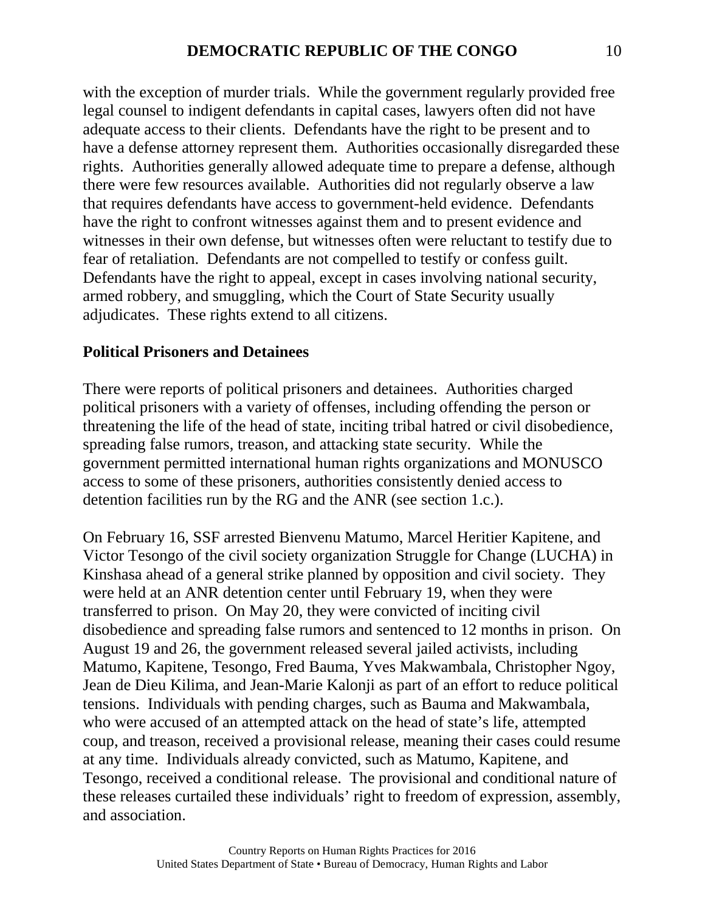with the exception of murder trials. While the government regularly provided free legal counsel to indigent defendants in capital cases, lawyers often did not have adequate access to their clients. Defendants have the right to be present and to have a defense attorney represent them. Authorities occasionally disregarded these rights. Authorities generally allowed adequate time to prepare a defense, although there were few resources available. Authorities did not regularly observe a law that requires defendants have access to government-held evidence. Defendants have the right to confront witnesses against them and to present evidence and witnesses in their own defense, but witnesses often were reluctant to testify due to fear of retaliation. Defendants are not compelled to testify or confess guilt. Defendants have the right to appeal, except in cases involving national security, armed robbery, and smuggling, which the Court of State Security usually adjudicates. These rights extend to all citizens.

**Political Prisoners and Detainees**

There were reports of political prisoners and detainees. Authorities charged political prisoners with a variety of offenses, including offending the person or threatening the life of the head of state, inciting tribal hatred or civil disobedience, spreading false rumors, treason, and attacking state security. While the government permitted international human rights organizations and MONUSCO access to some of these prisoners, authorities consistently denied access to detention facilities run by the RG and the ANR (see section 1.c.).

On February 16, SSF arrested Bienvenu Matumo, Marcel Heritier Kapitene, and Victor Tesongo of the civil society organization Struggle for Change (LUCHA) in Kinshasa ahead of a general strike planned by opposition and civil society. They were held at an ANR detention center until February 19, when they were transferred to prison. On May 20, they were convicted of inciting civil disobedience and spreading false rumors and sentenced to 12 months in prison. On August 19 and 26, the government released several jailed activists, including Matumo, Kapitene, Tesongo, Fred Bauma, Yves Makwambala, Christopher Ngoy, Jean de Dieu Kilima, and Jean-Marie Kalonji as part of an effort to reduce political tensions. Individuals with pending charges, such as Bauma and Makwambala, who were accused of an attempted attack on the head of state's life, attempted coup, and treason, received a provisional release, meaning their cases could resume at any time. Individuals already convicted, such as Matumo, Kapitene, and Tesongo, received a conditional release. The provisional and conditional nature of these releases curtailed these individuals' right to freedom of expression, assembly, and association.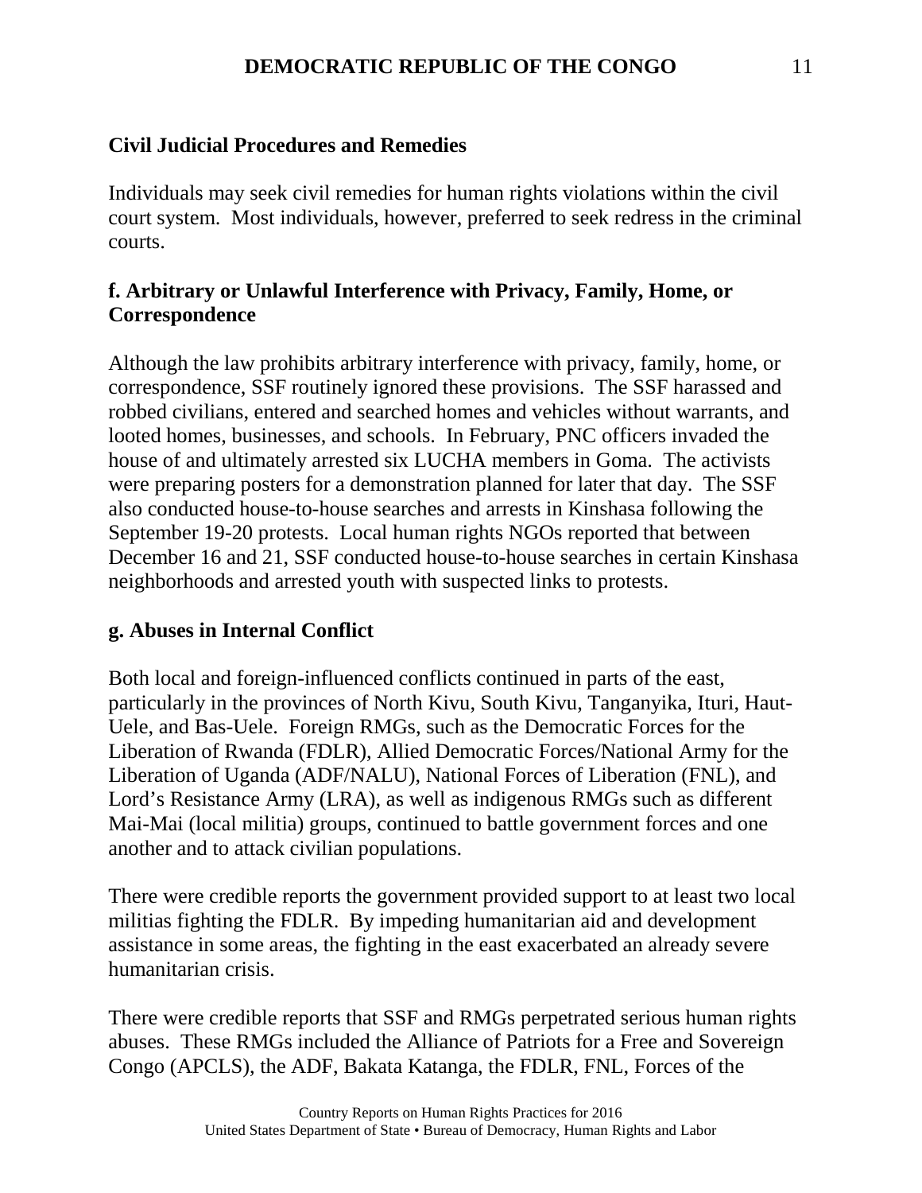**Civil Judicial Procedures and Remedies**

Individuals may seek civil remedies for human rights violations within the civil court system. Most individuals, however, preferred to seek redress in the criminal courts.

**f. Arbitrary or Unlawful Interference with Privacy, Family, Home, or Correspondence**

Although the law prohibits arbitrary interference with privacy, family, home, or correspondence, SSF routinely ignored these provisions. The SSF harassed and robbed civilians, entered and searched homes and vehicles without warrants, and looted homes, businesses, and schools. In February, PNC officers invaded the house of and ultimately arrested six LUCHA members in Goma. The activists were preparing posters for a demonstration planned for later that day. The SSF also conducted house-to-house searches and arrests in Kinshasa following the September 19-20 protests. Local human rights NGOs reported that between December 16 and 21, SSF conducted house-to-house searches in certain Kinshasa neighborhoods and arrested youth with suspected links to protests.

**g. Abuses in Internal Conflict**

Both local and foreign-influenced conflicts continued in parts of the east, particularly in the provinces of North Kivu, South Kivu, Tanganyika, Ituri, Haut-Uele, and Bas-Uele. Foreign RMGs, such as the Democratic Forces for the Liberation of Rwanda (FDLR), Allied Democratic Forces/National Army for the Liberation of Uganda (ADF/NALU), National Forces of Liberation (FNL), and Lord's Resistance Army (LRA), as well as indigenous RMGs such as different Mai-Mai (local militia) groups, continued to battle government forces and one another and to attack civilian populations.

There were credible reports the government provided support to at least two local militias fighting the FDLR. By impeding humanitarian aid and development assistance in some areas, the fighting in the east exacerbated an already severe humanitarian crisis.

There were credible reports that SSF and RMGs perpetrated serious human rights abuses. These RMGs included the Alliance of Patriots for a Free and Sovereign Congo (APCLS), the ADF, Bakata Katanga, the FDLR, FNL, Forces of the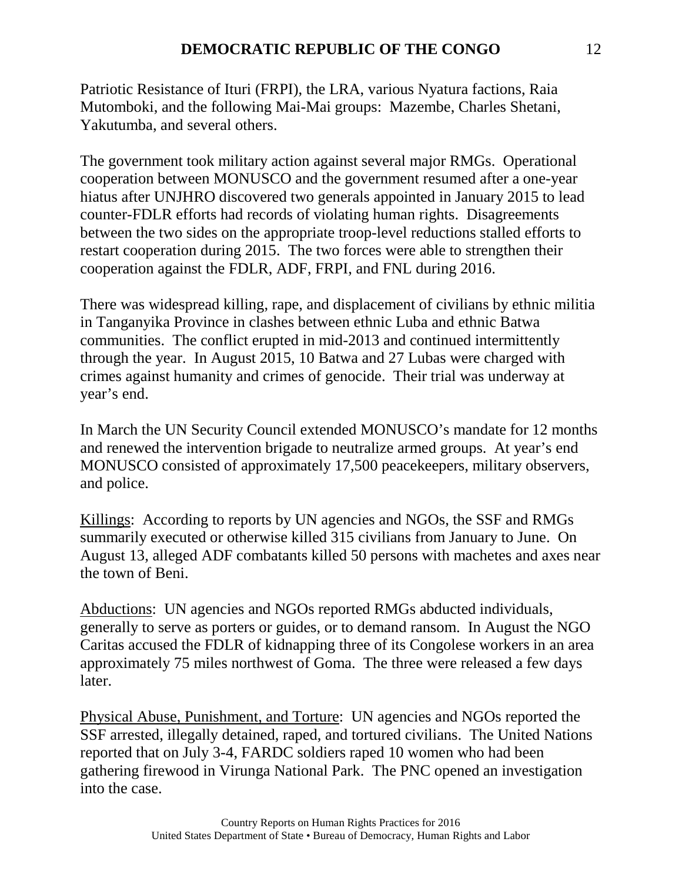Patriotic Resistance of Ituri (FRPI), the LRA, various Nyatura factions, Raia Mutomboki, and the following Mai-Mai groups: Mazembe, Charles Shetani, Yakutumba, and several others.

The government took military action against several major RMGs. Operational cooperation between MONUSCO and the government resumed after a one-year hiatus after UNJHRO discovered two generals appointed in January 2015 to lead counter-FDLR efforts had records of violating human rights. Disagreements between the two sides on the appropriate troop-level reductions stalled efforts to restart cooperation during 2015. The two forces were able to strengthen their cooperation against the FDLR, ADF, FRPI, and FNL during 2016.

There was widespread killing, rape, and displacement of civilians by ethnic militia in Tanganyika Province in clashes between ethnic Luba and ethnic Batwa communities. The conflict erupted in mid-2013 and continued intermittently through the year. In August 2015, 10 Batwa and 27 Lubas were charged with crimes against humanity and crimes of genocide. Their trial was underway at year's end.

In March the UN Security Council extended MONUSCO's mandate for 12 months and renewed the intervention brigade to neutralize armed groups. At year's end MONUSCO consisted of approximately 17,500 peacekeepers, military observers, and police.

Killings: According to reports by UN agencies and NGOs, the SSF and RMGs summarily executed or otherwise killed 315 civilians from January to June. On August 13, alleged ADF combatants killed 50 persons with machetes and axes near the town of Beni.

Abductions: UN agencies and NGOs reported RMGs abducted individuals, generally to serve as porters or guides, or to demand ransom. In August the NGO Caritas accused the FDLR of kidnapping three of its Congolese workers in an area approximately 75 miles northwest of Goma. The three were released a few days later.

Physical Abuse, Punishment, and Torture: UN agencies and NGOs reported the SSF arrested, illegally detained, raped, and tortured civilians. The United Nations reported that on July 3-4, FARDC soldiers raped 10 women who had been gathering firewood in Virunga National Park. The PNC opened an investigation into the case.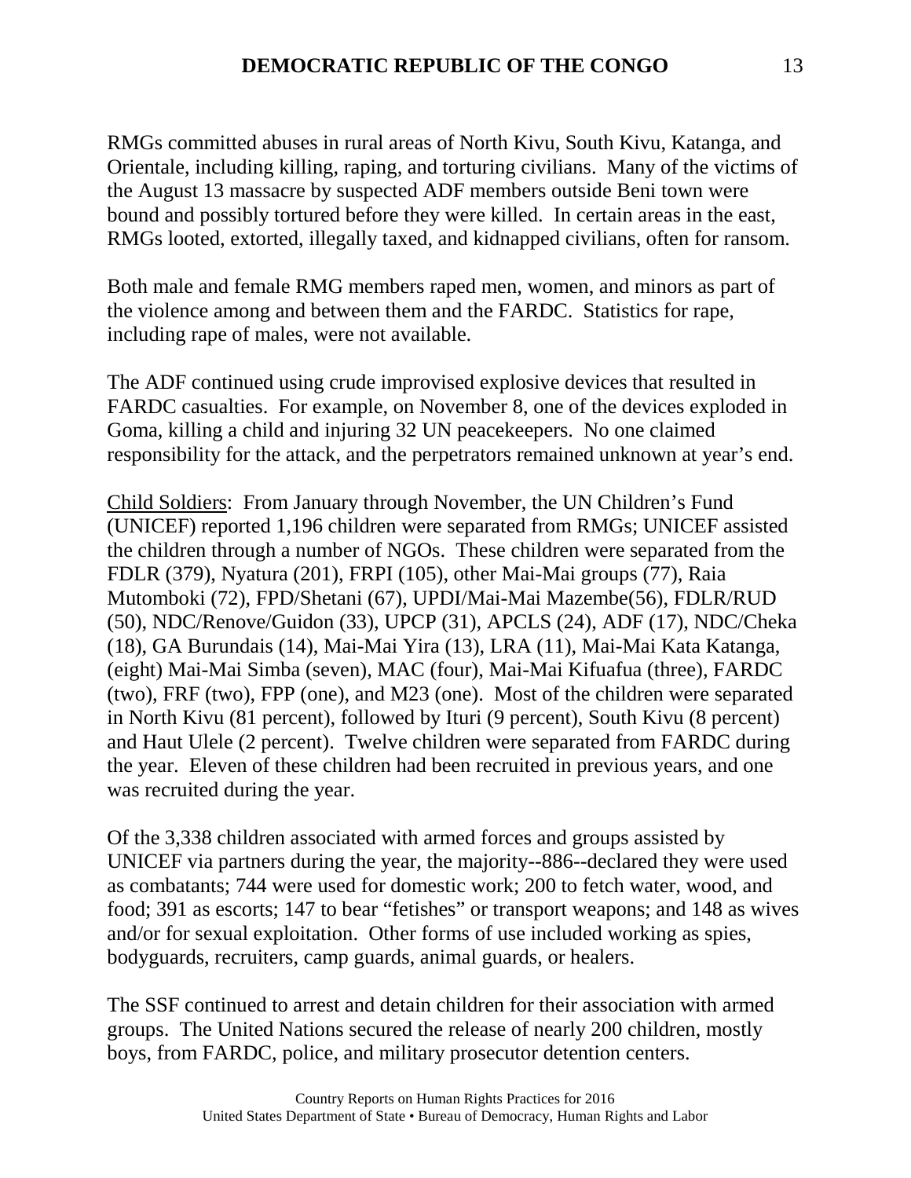RMGs committed abuses in rural areas of North Kivu, South Kivu, Katanga, and Orientale, including killing, raping, and torturing civilians. Many of the victims of the August 13 massacre by suspected ADF members outside Beni town were bound and possibly tortured before they were killed. In certain areas in the east, RMGs looted, extorted, illegally taxed, and kidnapped civilians, often for ransom.

Both male and female RMG members raped men, women, and minors as part of the violence among and between them and the FARDC. Statistics for rape, including rape of males, were not available.

The ADF continued using crude improvised explosive devices that resulted in FARDC casualties. For example, on November 8, one of the devices exploded in Goma, killing a child and injuring 32 UN peacekeepers. No one claimed responsibility for the attack, and the perpetrators remained unknown at year's end.

Child Soldiers: From January through November, the UN Children's Fund (UNICEF) reported 1,196 children were separated from RMGs; UNICEF assisted the children through a number of NGOs. These children were separated from the FDLR (379), Nyatura (201), FRPI (105), other Mai-Mai groups (77), Raia Mutomboki (72), FPD/Shetani (67), UPDI/Mai-Mai Mazembe(56), FDLR/RUD (50), NDC/Renove/Guidon (33), UPCP (31), APCLS (24), ADF (17), NDC/Cheka (18), GA Burundais (14), Mai-Mai Yira (13), LRA (11), Mai-Mai Kata Katanga, (eight) Mai-Mai Simba (seven), MAC (four), Mai-Mai Kifuafua (three), FARDC (two), FRF (two), FPP (one), and M23 (one). Most of the children were separated in North Kivu (81 percent), followed by Ituri (9 percent), South Kivu (8 percent) and Haut Ulele (2 percent). Twelve children were separated from FARDC during the year. Eleven of these children had been recruited in previous years, and one was recruited during the year.

Of the 3,338 children associated with armed forces and groups assisted by UNICEF via partners during the year, the majority--886--declared they were used as combatants; 744 were used for domestic work; 200 to fetch water, wood, and food; 391 as escorts; 147 to bear "fetishes" or transport weapons; and 148 as wives and/or for sexual exploitation. Other forms of use included working as spies, bodyguards, recruiters, camp guards, animal guards, or healers.

The SSF continued to arrest and detain children for their association with armed groups. The United Nations secured the release of nearly 200 children, mostly boys, from FARDC, police, and military prosecutor detention centers.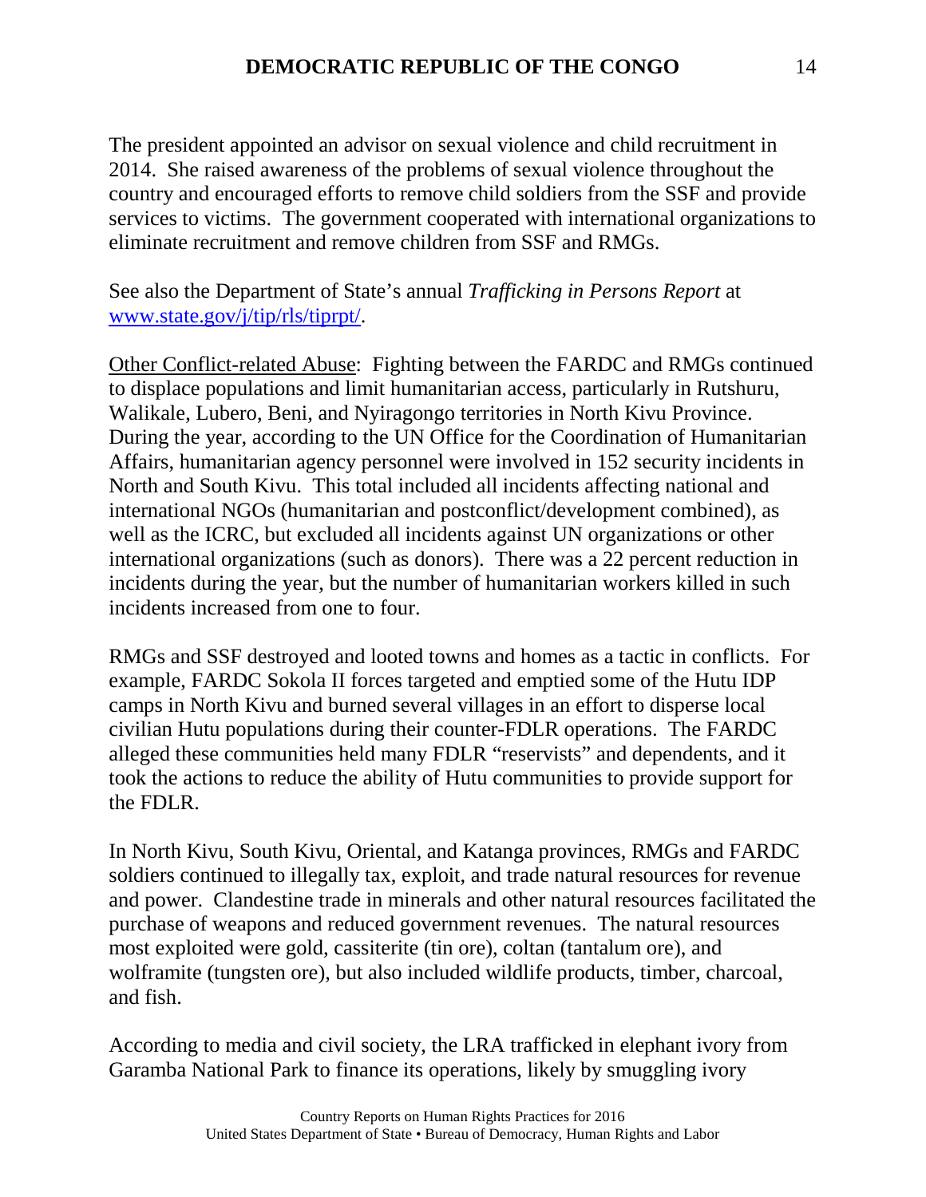The president appointed an advisor on sexual violence and child recruitment in 2014. She raised awareness of the problems of sexual violence throughout the country and encouraged efforts to remove child soldiers from the SSF and provide services to victims. The government cooperated with international organizations to eliminate recruitment and remove children from SSF and RMGs.

See also the Department of State's annual *Trafficking in Persons Report* at [www.state.gov/j/tip/rls/tiprpt/](www.state.gov/j/tip/rls/tiprpt/).

Other Conflict-related Abuse: Fighting between the FARDC and RMGs continued to displace populations and limit humanitarian access, particularly in Rutshuru, Walikale, Lubero, Beni, and Nyiragongo territories in North Kivu Province. During the year, according to the UN Office for the Coordination of Humanitarian Affairs, humanitarian agency personnel were involved in 152 security incidents in North and South Kivu. This total included all incidents affecting national and international NGOs (humanitarian and postconflict/development combined), as well as the ICRC, but excluded all incidents against UN organizations or other international organizations (such as donors). There was a 22 percent reduction in incidents during the year, but the number of humanitarian workers killed in such incidents increased from one to four.

RMGs and SSF destroyed and looted towns and homes as a tactic in conflicts. For example, FARDC Sokola II forces targeted and emptied some of the Hutu IDP camps in North Kivu and burned several villages in an effort to disperse local civilian Hutu populations during their counter-FDLR operations. The FARDC alleged these communities held many FDLR "reservists" and dependents, and it took the actions to reduce the ability of Hutu communities to provide support for the FDLR.

In North Kivu, South Kivu, Oriental, and Katanga provinces, RMGs and FARDC soldiers continued to illegally tax, exploit, and trade natural resources for revenue and power. Clandestine trade in minerals and other natural resources facilitated the purchase of weapons and reduced government revenues. The natural resources most exploited were gold, cassiterite (tin ore), coltan (tantalum ore), and wolframite (tungsten ore), but also included wildlife products, timber, charcoal, and fish.

According to media and civil society, the LRA trafficked in elephant ivory from Garamba National Park to finance its operations, likely by smuggling ivory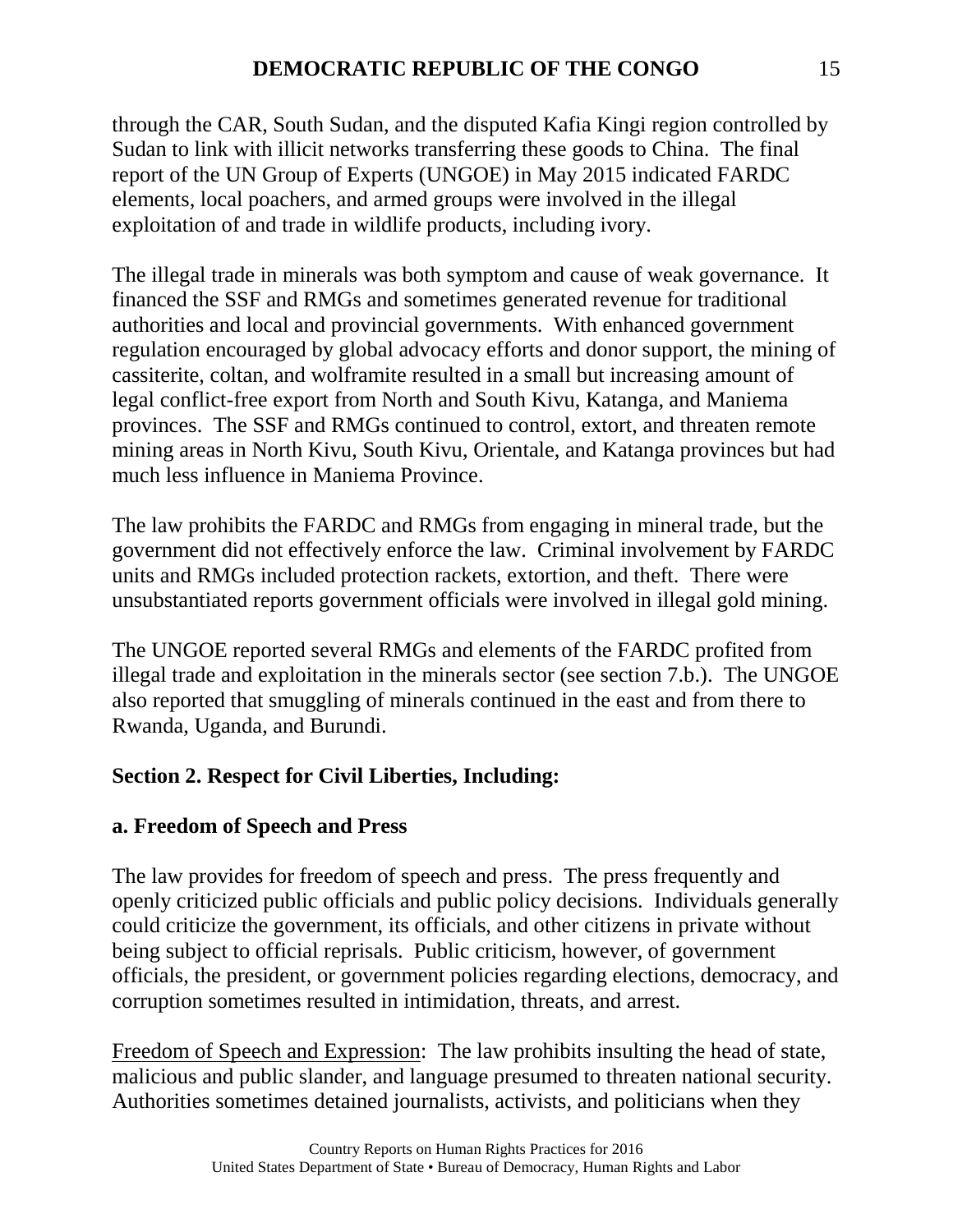through the CAR, South Sudan, and the disputed Kafia Kingi region controlled by Sudan to link with illicit networks transferring these goods to China. The final report of the UN Group of Experts (UNGOE) in May 2015 indicated FARDC elements, local poachers, and armed groups were involved in the illegal exploitation of and trade in wildlife products, including ivory.

The illegal trade in minerals was both symptom and cause of weak governance. It financed the SSF and RMGs and sometimes generated revenue for traditional authorities and local and provincial governments. With enhanced government regulation encouraged by global advocacy efforts and donor support, the mining of cassiterite, coltan, and wolframite resulted in a small but increasing amount of legal conflict-free export from North and South Kivu, Katanga, and Maniema provinces. The SSF and RMGs continued to control, extort, and threaten remote mining areas in North Kivu, South Kivu, Orientale, and Katanga provinces but had much less influence in Maniema Province.

The law prohibits the FARDC and RMGs from engaging in mineral trade, but the government did not effectively enforce the law. Criminal involvement by FARDC units and RMGs included protection rackets, extortion, and theft. There were unsubstantiated reports government officials were involved in illegal gold mining.

The UNGOE reported several RMGs and elements of the FARDC profited from illegal trade and exploitation in the minerals sector (see section 7.b.). The UNGOE also reported that smuggling of minerals continued in the east and from there to Rwanda, Uganda, and Burundi.

## Section 2. Respect for Civil Liberties, Including:

### a. Freedom of Speech and Press

The law provides for freedom of speech and press. The press frequently and openly criticized public officials and public policy decisions. Individuals generally could criticize the government, its officials, and other citizens in private without being subject to official reprisals. Public criticism, however, of government officials, the president, or government policies regarding elections, democracy, and corruption sometimes resulted in intimidation, threats, and arrest.

Freedom of Speech and Expression: The law prohibits insulting the head of state, malicious and public slander, and language presumed to threaten national security. Authorities sometimes detained journalists, activists, and politicians when they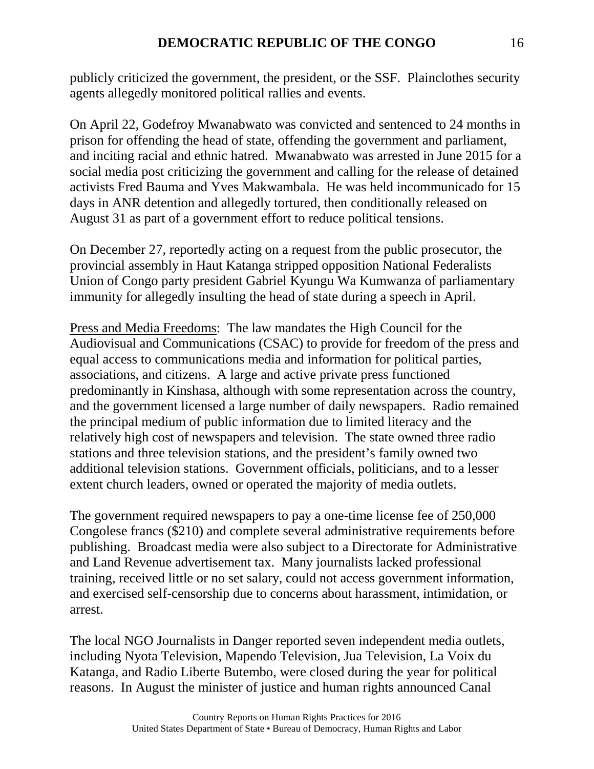publicly criticized the government, the president, or the SSF. Plainclothes security agents allegedly monitored political rallies and events.

On April 22, Godefroy Mwanabwato was convicted and sentenced to 24 months in prison for offending the head of state, offending the government and parliament, and inciting racial and ethnic hatred. Mwanabwato was arrested in June 2015 for a social media post criticizing the government and calling for the release of detained activists Fred Bauma and Yves Makwambala. He was held incommunicado for 15 days in ANR detention and allegedly tortured, then conditionally released on August 31 as part of a government effort to reduce political tensions.

On December 27, reportedly acting on a request from the public prosecutor, the provincial assembly in Haut Katanga stripped opposition National Federalists Union of Congo party president Gabriel Kyungu Wa Kumwanza of parliamentary immunity for allegedly insulting the head of state during a speech in April.

<u>Press and Media Freedoms</u>: The law mandates the High Council for the Audiovisual and Communications (CSAC) to provide for freedom of the press and equal access to communications media and information for political parties, associations, and citizens. A large and active private press functioned predominantly in Kinshasa, although with some representation across the country, and the government licensed a large number of daily newspapers. Radio remained the principal medium of public information due to limited literacy and the relatively high cost of newspapers and television. The state owned three radio stations and three television stations, and the president's family owned two additional television stations. Government officials, politicians, and to a lesser extent church leaders, owned or operated the majority of media outlets.

The government required newspapers to pay a one-time license fee of 250,000 Congolese francs ($210) and complete several administrative requirements before publishing. Broadcast media were also subject to a Directorate for Administrative and Land Revenue advertisement tax. Many journalists lacked professional training, received little or no set salary, could not access government information, and exercised self-censorship due to concerns about harassment, intimidation, or arrest.

The local NGO Journalists in Danger reported seven independent media outlets, including Nyota Television, Mapendo Television, Jua Television, La Voix du Katanga, and Radio Liberte Butembo, were closed during the year for political reasons. In August the minister of justice and human rights announced Canal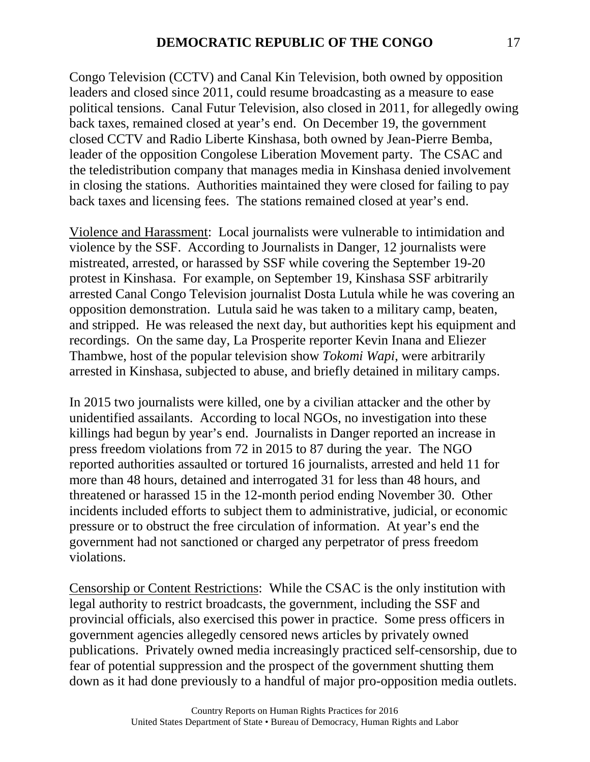Congo Television (CCTV) and Canal Kin Television, both owned by opposition leaders and closed since 2011, could resume broadcasting as a measure to ease political tensions. Canal Futur Television, also closed in 2011, for allegedly owing back taxes, remained closed at year's end. On December 19, the government closed CCTV and Radio Liberte Kinshasa, both owned by Jean-Pierre Bemba, leader of the opposition Congolese Liberation Movement party. The CSAC and the teledistribution company that manages media in Kinshasa denied involvement in closing the stations. Authorities maintained they were closed for failing to pay back taxes and licensing fees. The stations remained closed at year's end.

Violence and Harassment: Local journalists were vulnerable to intimidation and violence by the SSF. According to Journalists in Danger, 12 journalists were mistreated, arrested, or harassed by SSF while covering the September 19-20 protest in Kinshasa. For example, on September 19, Kinshasa SSF arbitrarily arrested Canal Congo Television journalist Dosta Lutula while he was covering an opposition demonstration. Lutula said he was taken to a military camp, beaten, and stripped. He was released the next day, but authorities kept his equipment and recordings. On the same day, La Prosperite reporter Kevin Inana and Eliezer Thambwe, host of the popular television show *Tokomi Wapi*, were arbitrarily arrested in Kinshasa, subjected to abuse, and briefly detained in military camps.

In 2015 two journalists were killed, one by a civilian attacker and the other by unidentified assailants. According to local NGOs, no investigation into these killings had begun by year's end. Journalists in Danger reported an increase in press freedom violations from 72 in 2015 to 87 during the year. The NGO reported authorities assaulted or tortured 16 journalists, arrested and held 11 for more than 48 hours, detained and interrogated 31 for less than 48 hours, and threatened or harassed 15 in the 12-month period ending November 30. Other incidents included efforts to subject them to administrative, judicial, or economic pressure or to obstruct the free circulation of information. At year's end the government had not sanctioned or charged any perpetrator of press freedom violations.

Censorship or Content Restrictions: While the CSAC is the only institution with legal authority to restrict broadcasts, the government, including the SSF and provincial officials, also exercised this power in practice. Some press officers in government agencies allegedly censored news articles by privately owned publications. Privately owned media increasingly practiced self-censorship, due to fear of potential suppression and the prospect of the government shutting them down as it had done previously to a handful of major pro-opposition media outlets.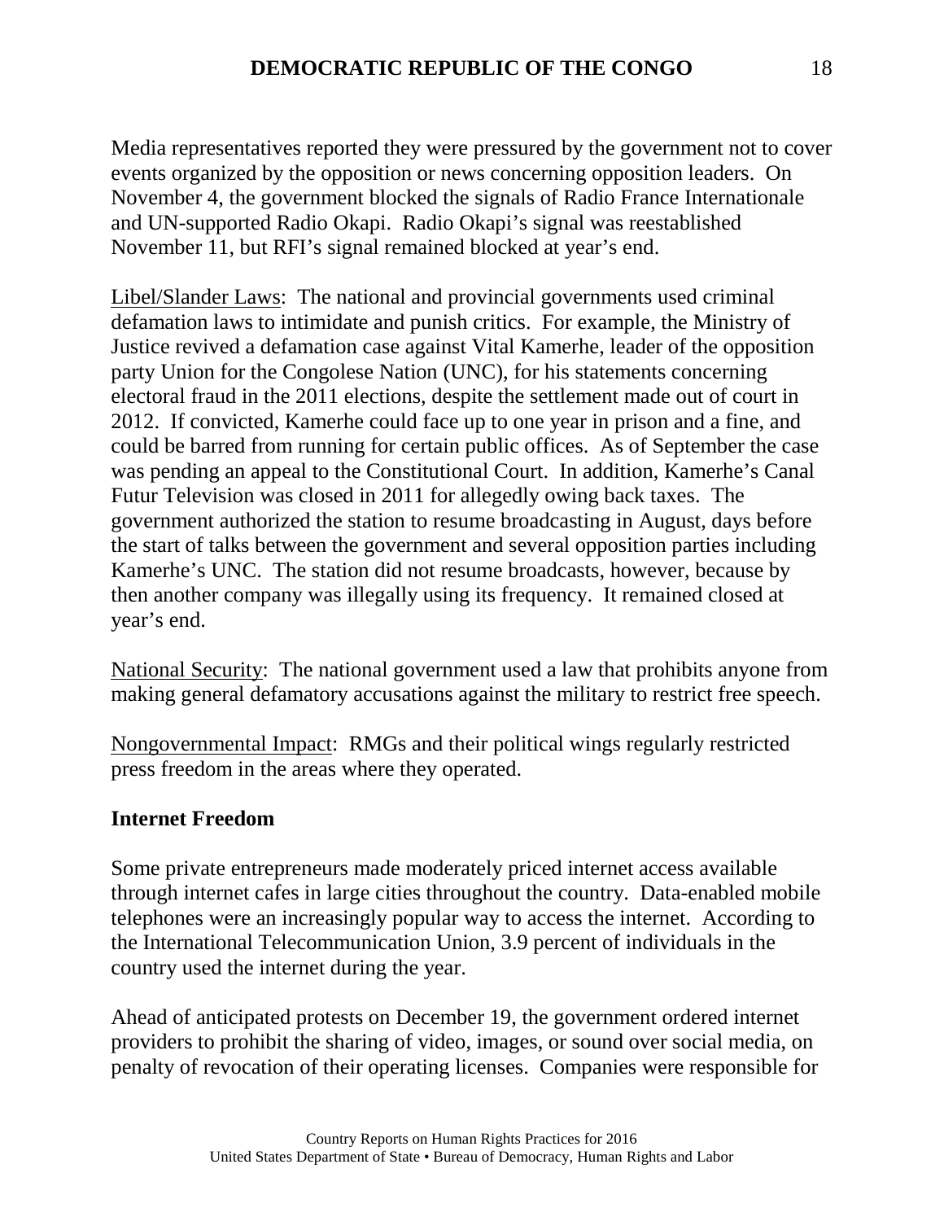Media representatives reported they were pressured by the government not to cover events organized by the opposition or news concerning opposition leaders. On November 4, the government blocked the signals of Radio France Internationale and UN-supported Radio Okapi. Radio Okapi's signal was reestablished November 11, but RFI's signal remained blocked at year's end.

<u>Libel/Slander Laws</u>: The national and provincial governments used criminal defamation laws to intimidate and punish critics. For example, the Ministry of Justice revived a defamation case against Vital Kamerhe, leader of the opposition party Union for the Congolese Nation (UNC), for his statements concerning electoral fraud in the 2011 elections, despite the settlement made out of court in 2012. If convicted, Kamerhe could face up to one year in prison and a fine, and could be barred from running for certain public offices. As of September the case was pending an appeal to the Constitutional Court. In addition, Kamerhe's Canal Futur Television was closed in 2011 for allegedly owing back taxes. The government authorized the station to resume broadcasting in August, days before the start of talks between the government and several opposition parties including Kamerhe's UNC. The station did not resume broadcasts, however, because by then another company was illegally using its frequency. It remained closed at year's end.

<u>National Security</u>: The national government used a law that prohibits anyone from making general defamatory accusations against the military to restrict free speech.

<u>Nongovernmental Impact</u>: RMGs and their political wings regularly restricted press freedom in the areas where they operated.

**Internet Freedom**

Some private entrepreneurs made moderately priced internet access available through internet cafes in large cities throughout the country. Data-enabled mobile telephones were an increasingly popular way to access the internet. According to the International Telecommunication Union, 3.9 percent of individuals in the country used the internet during the year.

Ahead of anticipated protests on December 19, the government ordered internet providers to prohibit the sharing of video, images, or sound over social media, on penalty of revocation of their operating licenses. Companies were responsible for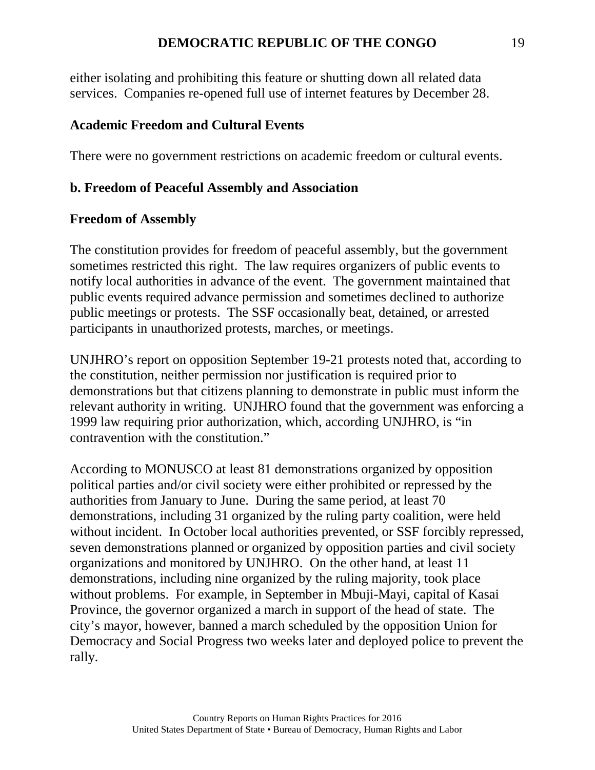either isolating and prohibiting this feature or shutting down all related data services. Companies re-opened full use of internet features by December 28.

**Academic Freedom and Cultural Events**

There were no government restrictions on academic freedom or cultural events.

## b. Freedom of Peaceful Assembly and Association

**Freedom of Assembly**

The constitution provides for freedom of peaceful assembly, but the government sometimes restricted this right. The law requires organizers of public events to notify local authorities in advance of the event. The government maintained that public events required advance permission and sometimes declined to authorize public meetings or protests. The SSF occasionally beat, detained, or arrested participants in unauthorized protests, marches, or meetings.

UNJHRO's report on opposition September 19-21 protests noted that, according to the constitution, neither permission nor justification is required prior to demonstrations but that citizens planning to demonstrate in public must inform the relevant authority in writing. UNJHRO found that the government was enforcing a 1999 law requiring prior authorization, which, according UNJHRO, is "in contravention with the constitution."

According to MONUSCO at least 81 demonstrations organized by opposition political parties and/or civil society were either prohibited or repressed by the authorities from January to June. During the same period, at least 70 demonstrations, including 31 organized by the ruling party coalition, were held without incident. In October local authorities prevented, or SSF forcibly repressed, seven demonstrations planned or organized by opposition parties and civil society organizations and monitored by UNJHRO. On the other hand, at least 11 demonstrations, including nine organized by the ruling majority, took place without problems. For example, in September in Mbuji-Mayi, capital of Kasai Province, the governor organized a march in support of the head of state. The city's mayor, however, banned a march scheduled by the opposition Union for Democracy and Social Progress two weeks later and deployed police to prevent the rally.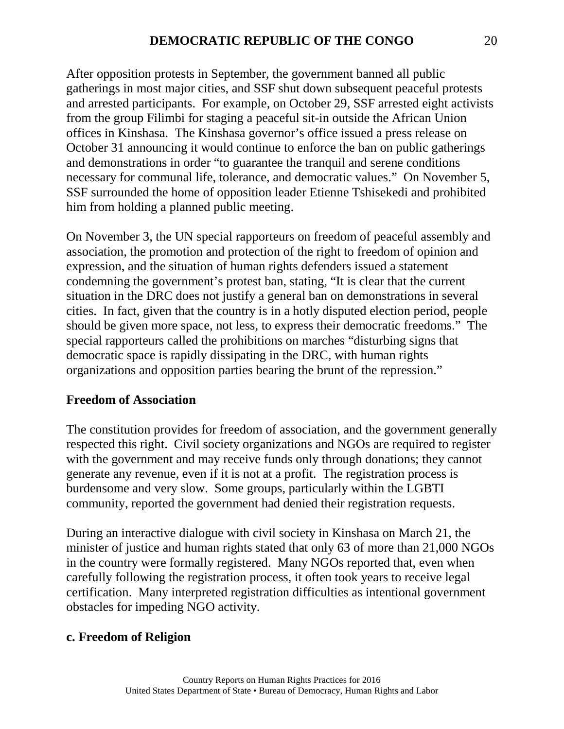After opposition protests in September, the government banned all public gatherings in most major cities, and SSF shut down subsequent peaceful protests and arrested participants. For example, on October 29, SSF arrested eight activists from the group Filimbi for staging a peaceful sit-in outside the African Union offices in Kinshasa. The Kinshasa governor's office issued a press release on October 31 announcing it would continue to enforce the ban on public gatherings and demonstrations in order "to guarantee the tranquil and serene conditions necessary for communal life, tolerance, and democratic values." On November 5, SSF surrounded the home of opposition leader Etienne Tshisekedi and prohibited him from holding a planned public meeting.

On November 3, the UN special rapporteurs on freedom of peaceful assembly and association, the promotion and protection of the right to freedom of opinion and expression, and the situation of human rights defenders issued a statement condemning the government's protest ban, stating, "It is clear that the current situation in the DRC does not justify a general ban on demonstrations in several cities. In fact, given that the country is in a hotly disputed election period, people should be given more space, not less, to express their democratic freedoms." The special rapporteurs called the prohibitions on marches "disturbing signs that democratic space is rapidly dissipating in the DRC, with human rights organizations and opposition parties bearing the brunt of the repression."

**Freedom of Association**

The constitution provides for freedom of association, and the government generally respected this right. Civil society organizations and NGOs are required to register with the government and may receive funds only through donations; they cannot generate any revenue, even if it is not at a profit. The registration process is burdensome and very slow. Some groups, particularly within the LGBTI community, reported the government had denied their registration requests.

During an interactive dialogue with civil society in Kinshasa on March 21, the minister of justice and human rights stated that only 63 of more than 21,000 NGOs in the country were formally registered. Many NGOs reported that, even when carefully following the registration process, it often took years to receive legal certification. Many interpreted registration difficulties as intentional government obstacles for impeding NGO activity.

**c. Freedom of Religion**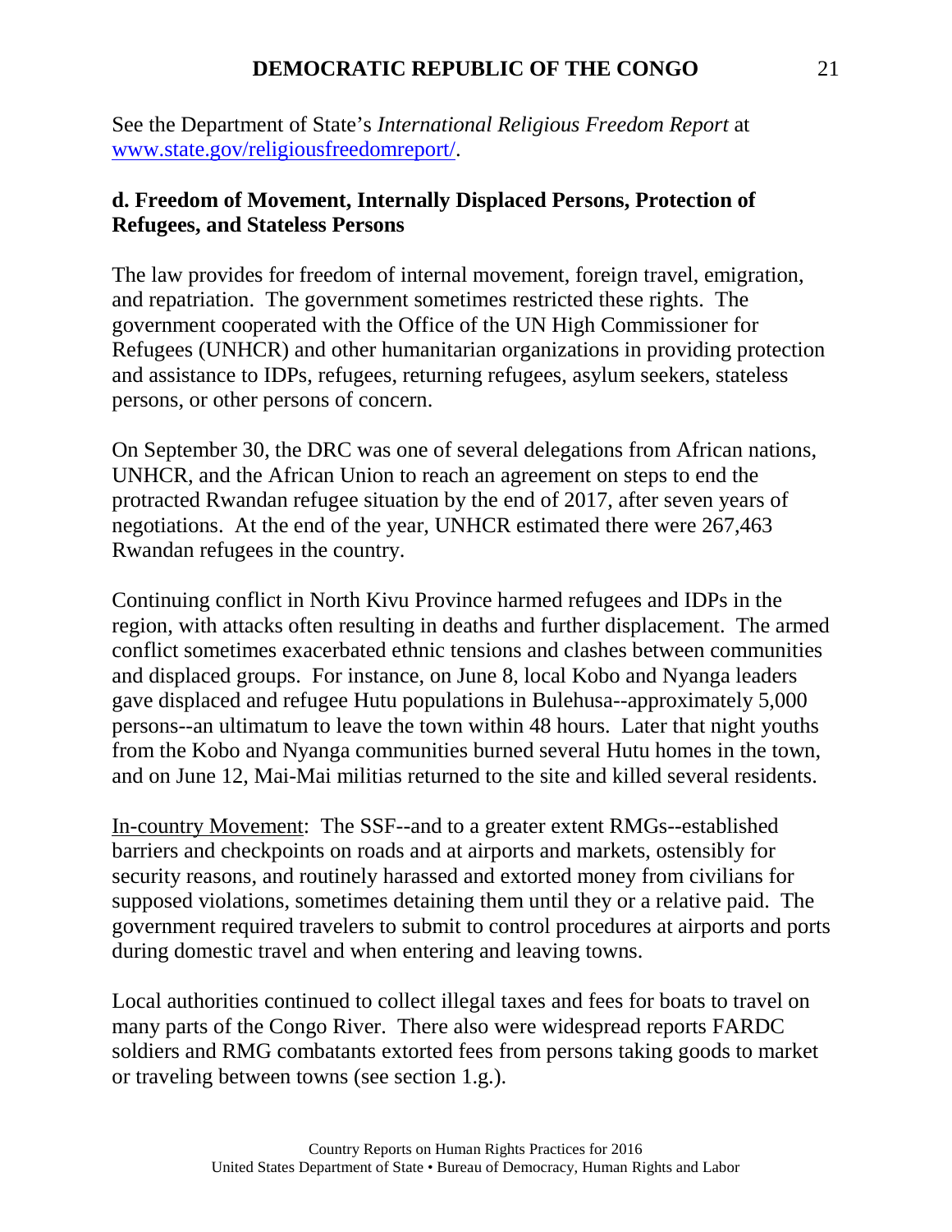See the Department of State's *International Religious Freedom Report* at [www.state.gov/religiousfreedomreport/](www.state.gov/religiousfreedomreport/).

### d. Freedom of Movement, Internally Displaced Persons, Protection of Refugees, and Stateless Persons

The law provides for freedom of internal movement, foreign travel, emigration, and repatriation. The government sometimes restricted these rights. The government cooperated with the Office of the UN High Commissioner for Refugees (UNHCR) and other humanitarian organizations in providing protection and assistance to IDPs, refugees, returning refugees, asylum seekers, stateless persons, or other persons of concern.

On September 30, the DRC was one of several delegations from African nations, UNHCR, and the African Union to reach an agreement on steps to end the protracted Rwandan refugee situation by the end of 2017, after seven years of negotiations. At the end of the year, UNHCR estimated there were 267,463 Rwandan refugees in the country.

Continuing conflict in North Kivu Province harmed refugees and IDPs in the region, with attacks often resulting in deaths and further displacement. The armed conflict sometimes exacerbated ethnic tensions and clashes between communities and displaced groups. For instance, on June 8, local Kobo and Nyanga leaders gave displaced and refugee Hutu populations in Bulehusa--approximately 5,000 persons--an ultimatum to leave the town within 48 hours. Later that night youths from the Kobo and Nyanga communities burned several Hutu homes in the town, and on June 12, Mai-Mai militias returned to the site and killed several residents.

In-country Movement: The SSF--and to a greater extent RMGs--established barriers and checkpoints on roads and at airports and markets, ostensibly for security reasons, and routinely harassed and extorted money from civilians for supposed violations, sometimes detaining them until they or a relative paid. The government required travelers to submit to control procedures at airports and ports during domestic travel and when entering and leaving towns.

Local authorities continued to collect illegal taxes and fees for boats to travel on many parts of the Congo River. There also were widespread reports FARDC soldiers and RMG combatants extorted fees from persons taking goods to market or traveling between towns (see section 1.g.).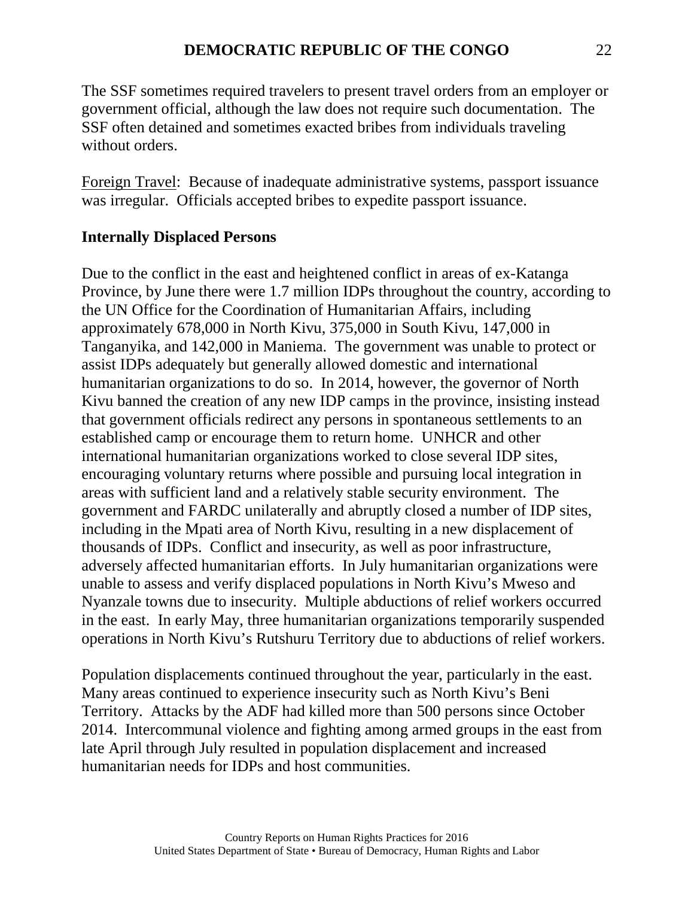The SSF sometimes required travelers to present travel orders from an employer or government official, although the law does not require such documentation. The SSF often detained and sometimes exacted bribes from individuals traveling without orders.

Foreign Travel: Because of inadequate administrative systems, passport issuance was irregular. Officials accepted bribes to expedite passport issuance.

**Internally Displaced Persons**

Due to the conflict in the east and heightened conflict in areas of ex-Katanga Province, by June there were 1.7 million IDPs throughout the country, according to the UN Office for the Coordination of Humanitarian Affairs, including approximately 678,000 in North Kivu, 375,000 in South Kivu, 147,000 in Tanganyika, and 142,000 in Maniema. The government was unable to protect or assist IDPs adequately but generally allowed domestic and international humanitarian organizations to do so. In 2014, however, the governor of North Kivu banned the creation of any new IDP camps in the province, insisting instead that government officials redirect any persons in spontaneous settlements to an established camp or encourage them to return home. UNHCR and other international humanitarian organizations worked to close several IDP sites, encouraging voluntary returns where possible and pursuing local integration in areas with sufficient land and a relatively stable security environment. The government and FARDC unilaterally and abruptly closed a number of IDP sites, including in the Mpati area of North Kivu, resulting in a new displacement of thousands of IDPs. Conflict and insecurity, as well as poor infrastructure, adversely affected humanitarian efforts. In July humanitarian organizations were unable to assess and verify displaced populations in North Kivu's Mweso and Nyanzale towns due to insecurity. Multiple abductions of relief workers occurred in the east. In early May, three humanitarian organizations temporarily suspended operations in North Kivu's Rutshuru Territory due to abductions of relief workers.

Population displacements continued throughout the year, particularly in the east. Many areas continued to experience insecurity such as North Kivu's Beni Territory. Attacks by the ADF had killed more than 500 persons since October 2014. Intercommunal violence and fighting among armed groups in the east from late April through July resulted in population displacement and increased humanitarian needs for IDPs and host communities.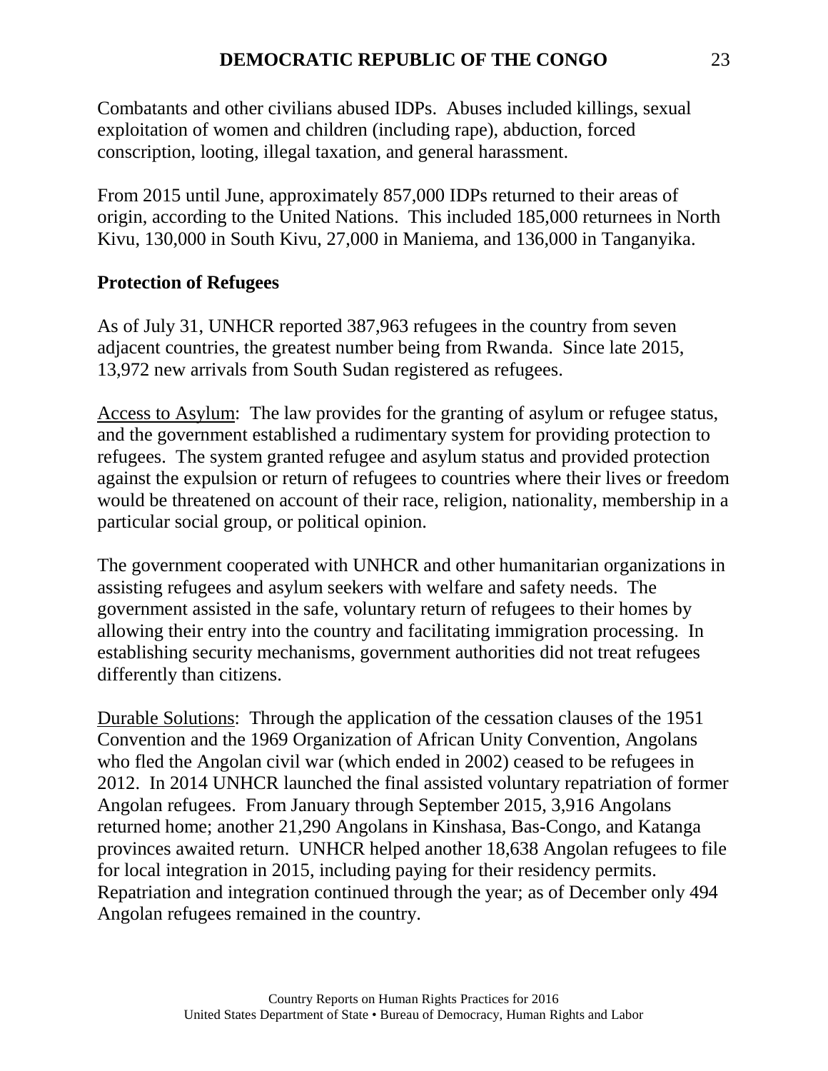Combatants and other civilians abused IDPs. Abuses included killings, sexual exploitation of women and children (including rape), abduction, forced conscription, looting, illegal taxation, and general harassment.

From 2015 until June, approximately 857,000 IDPs returned to their areas of origin, according to the United Nations. This included 185,000 returnees in North Kivu, 130,000 in South Kivu, 27,000 in Maniema, and 136,000 in Tanganyika.

**Protection of Refugees**

As of July 31, UNHCR reported 387,963 refugees in the country from seven adjacent countries, the greatest number being from Rwanda. Since late 2015, 13,972 new arrivals from South Sudan registered as refugees.

Access to Asylum: The law provides for the granting of asylum or refugee status, and the government established a rudimentary system for providing protection to refugees. The system granted refugee and asylum status and provided protection against the expulsion or return of refugees to countries where their lives or freedom would be threatened on account of their race, religion, nationality, membership in a particular social group, or political opinion.

The government cooperated with UNHCR and other humanitarian organizations in assisting refugees and asylum seekers with welfare and safety needs. The government assisted in the safe, voluntary return of refugees to their homes by allowing their entry into the country and facilitating immigration processing. In establishing security mechanisms, government authorities did not treat refugees differently than citizens.

Durable Solutions: Through the application of the cessation clauses of the 1951 Convention and the 1969 Organization of African Unity Convention, Angolans who fled the Angolan civil war (which ended in 2002) ceased to be refugees in 2012. In 2014 UNHCR launched the final assisted voluntary repatriation of former Angolan refugees. From January through September 2015, 3,916 Angolans returned home; another 21,290 Angolans in Kinshasa, Bas-Congo, and Katanga provinces awaited return. UNHCR helped another 18,638 Angolan refugees to file for local integration in 2015, including paying for their residency permits. Repatriation and integration continued through the year; as of December only 494 Angolan refugees remained in the country.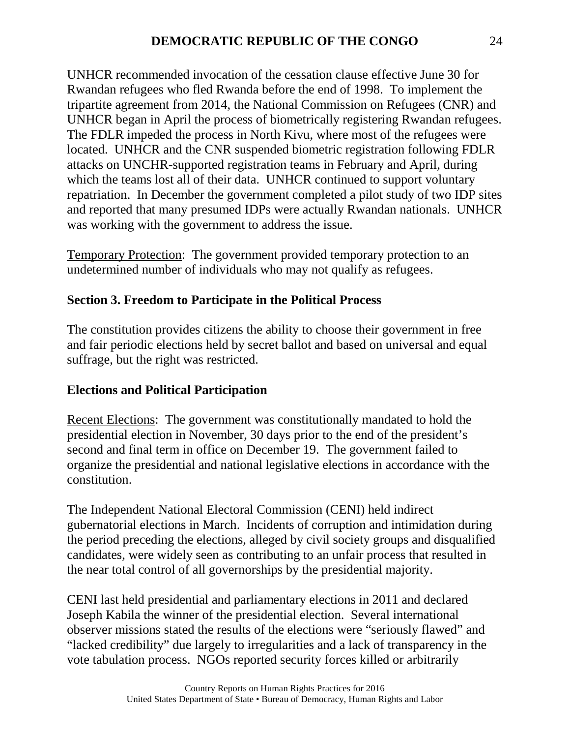UNHCR recommended invocation of the cessation clause effective June 30 for Rwandan refugees who fled Rwanda before the end of 1998. To implement the tripartite agreement from 2014, the National Commission on Refugees (CNR) and UNHCR began in April the process of biometrically registering Rwandan refugees. The FDLR impeded the process in North Kivu, where most of the refugees were located. UNHCR and the CNR suspended biometric registration following FDLR attacks on UNCHR-supported registration teams in February and April, during which the teams lost all of their data. UNHCR continued to support voluntary repatriation. In December the government completed a pilot study of two IDP sites and reported that many presumed IDPs were actually Rwandan nationals. UNHCR was working with the government to address the issue.

Temporary Protection: The government provided temporary protection to an undetermined number of individuals who may not qualify as refugees.

## Section 3. Freedom to Participate in the Political Process

The constitution provides citizens the ability to choose their government in free and fair periodic elections held by secret ballot and based on universal and equal suffrage, but the right was restricted.

### Elections and Political Participation

Recent Elections: The government was constitutionally mandated to hold the presidential election in November, 30 days prior to the end of the president's second and final term in office on December 19. The government failed to organize the presidential and national legislative elections in accordance with the constitution.

The Independent National Electoral Commission (CENI) held indirect gubernatorial elections in March. Incidents of corruption and intimidation during the period preceding the elections, alleged by civil society groups and disqualified candidates, were widely seen as contributing to an unfair process that resulted in the near total control of all governorships by the presidential majority.

CENI last held presidential and parliamentary elections in 2011 and declared Joseph Kabila the winner of the presidential election. Several international observer missions stated the results of the elections were "seriously flawed" and "lacked credibility" due largely to irregularities and a lack of transparency in the vote tabulation process. NGOs reported security forces killed or arbitrarily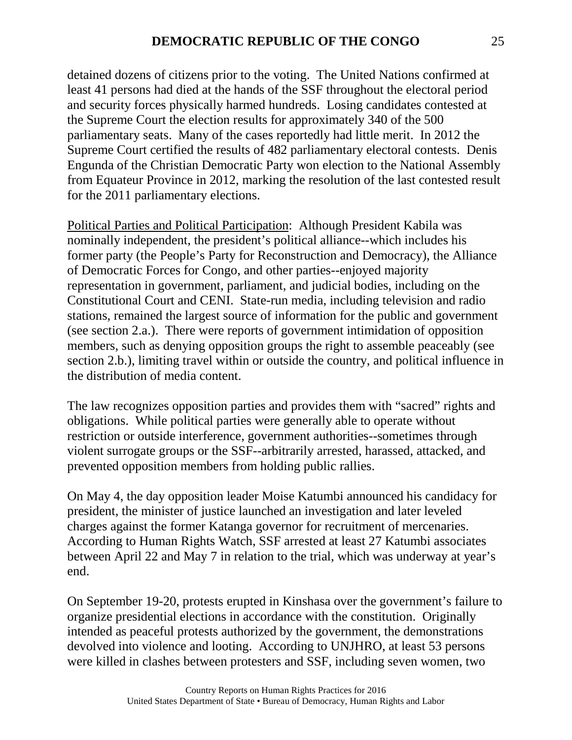detained dozens of citizens prior to the voting. The United Nations confirmed at least 41 persons had died at the hands of the SSF throughout the electoral period and security forces physically harmed hundreds. Losing candidates contested at the Supreme Court the election results for approximately 340 of the 500 parliamentary seats. Many of the cases reportedly had little merit. In 2012 the Supreme Court certified the results of 482 parliamentary electoral contests. Denis Engunda of the Christian Democratic Party won election to the National Assembly from Equateur Province in 2012, marking the resolution of the last contested result for the 2011 parliamentary elections.

Political Parties and Political Participation: Although President Kabila was nominally independent, the president's political alliance--which includes his former party (the People's Party for Reconstruction and Democracy), the Alliance of Democratic Forces for Congo, and other parties--enjoyed majority representation in government, parliament, and judicial bodies, including on the Constitutional Court and CENI. State-run media, including television and radio stations, remained the largest source of information for the public and government (see section 2.a.). There were reports of government intimidation of opposition members, such as denying opposition groups the right to assemble peaceably (see section 2.b.), limiting travel within or outside the country, and political influence in the distribution of media content.

The law recognizes opposition parties and provides them with "sacred" rights and obligations. While political parties were generally able to operate without restriction or outside interference, government authorities--sometimes through violent surrogate groups or the SSF--arbitrarily arrested, harassed, attacked, and prevented opposition members from holding public rallies.

On May 4, the day opposition leader Moise Katumbi announced his candidacy for president, the minister of justice launched an investigation and later leveled charges against the former Katanga governor for recruitment of mercenaries. According to Human Rights Watch, SSF arrested at least 27 Katumbi associates between April 22 and May 7 in relation to the trial, which was underway at year's end.

On September 19-20, protests erupted in Kinshasa over the government's failure to organize presidential elections in accordance with the constitution. Originally intended as peaceful protests authorized by the government, the demonstrations devolved into violence and looting. According to UNJHRO, at least 53 persons were killed in clashes between protesters and SSF, including seven women, two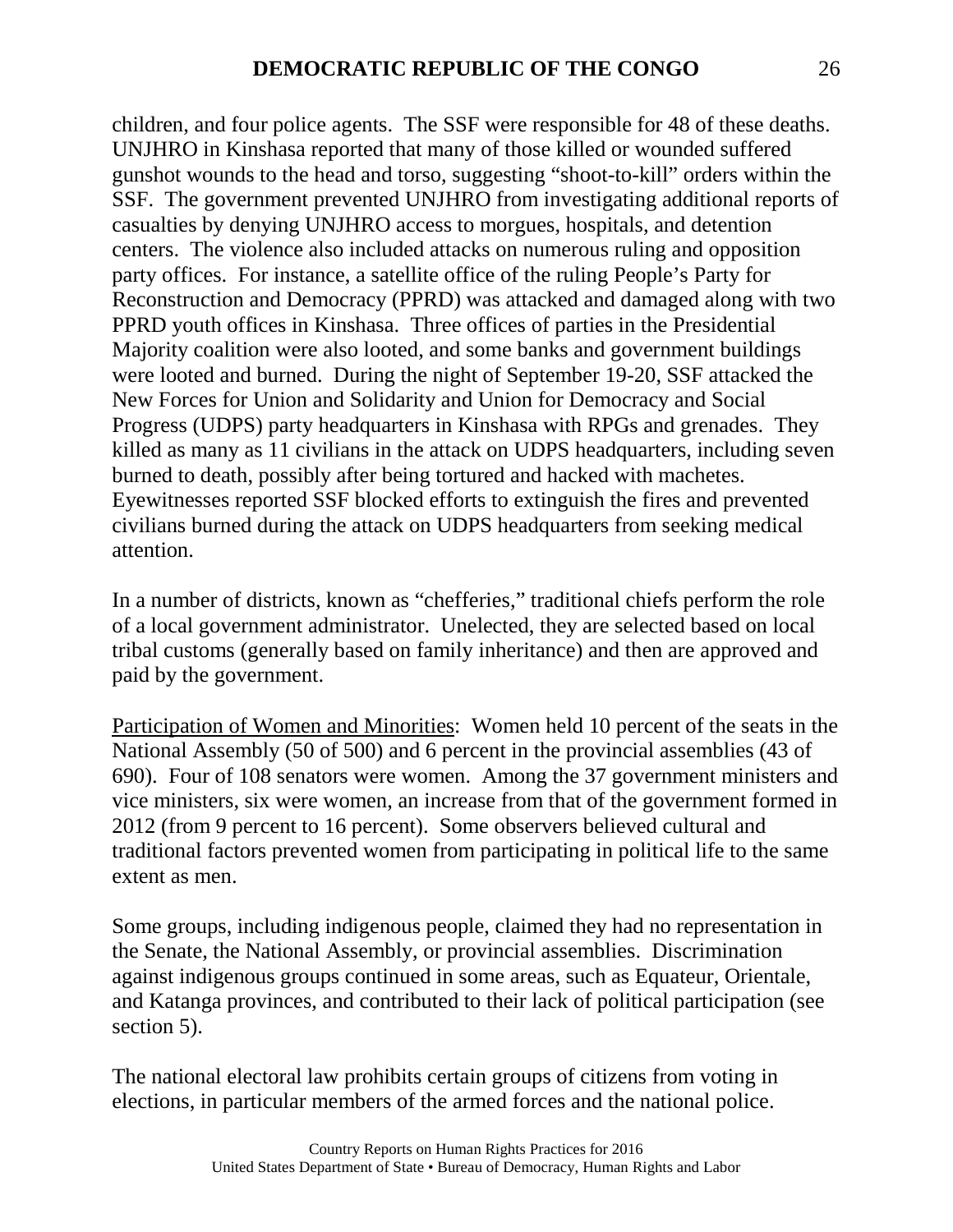children, and four police agents. The SSF were responsible for 48 of these deaths. UNJHRO in Kinshasa reported that many of those killed or wounded suffered gunshot wounds to the head and torso, suggesting "shoot-to-kill" orders within the SSF. The government prevented UNJHRO from investigating additional reports of casualties by denying UNJHRO access to morgues, hospitals, and detention centers. The violence also included attacks on numerous ruling and opposition party offices. For instance, a satellite office of the ruling People's Party for Reconstruction and Democracy (PPRD) was attacked and damaged along with two PPRD youth offices in Kinshasa. Three offices of parties in the Presidential Majority coalition were also looted, and some banks and government buildings were looted and burned. During the night of September 19-20, SSF attacked the New Forces for Union and Solidarity and Union for Democracy and Social Progress (UDPS) party headquarters in Kinshasa with RPGs and grenades. They killed as many as 11 civilians in the attack on UDPS headquarters, including seven burned to death, possibly after being tortured and hacked with machetes. Eyewitnesses reported SSF blocked efforts to extinguish the fires and prevented civilians burned during the attack on UDPS headquarters from seeking medical attention.

In a number of districts, known as "chefferies," traditional chiefs perform the role of a local government administrator. Unelected, they are selected based on local tribal customs (generally based on family inheritance) and then are approved and paid by the government.

<u>Participation of Women and Minorities</u>: Women held 10 percent of the seats in the National Assembly (50 of 500) and 6 percent in the provincial assemblies (43 of 690). Four of 108 senators were women. Among the 37 government ministers and vice ministers, six were women, an increase from that of the government formed in 2012 (from 9 percent to 16 percent). Some observers believed cultural and traditional factors prevented women from participating in political life to the same extent as men.

Some groups, including indigenous people, claimed they had no representation in the Senate, the National Assembly, or provincial assemblies. Discrimination against indigenous groups continued in some areas, such as Equateur, Orientale, and Katanga provinces, and contributed to their lack of political participation (see section 5).

The national electoral law prohibits certain groups of citizens from voting in elections, in particular members of the armed forces and the national police.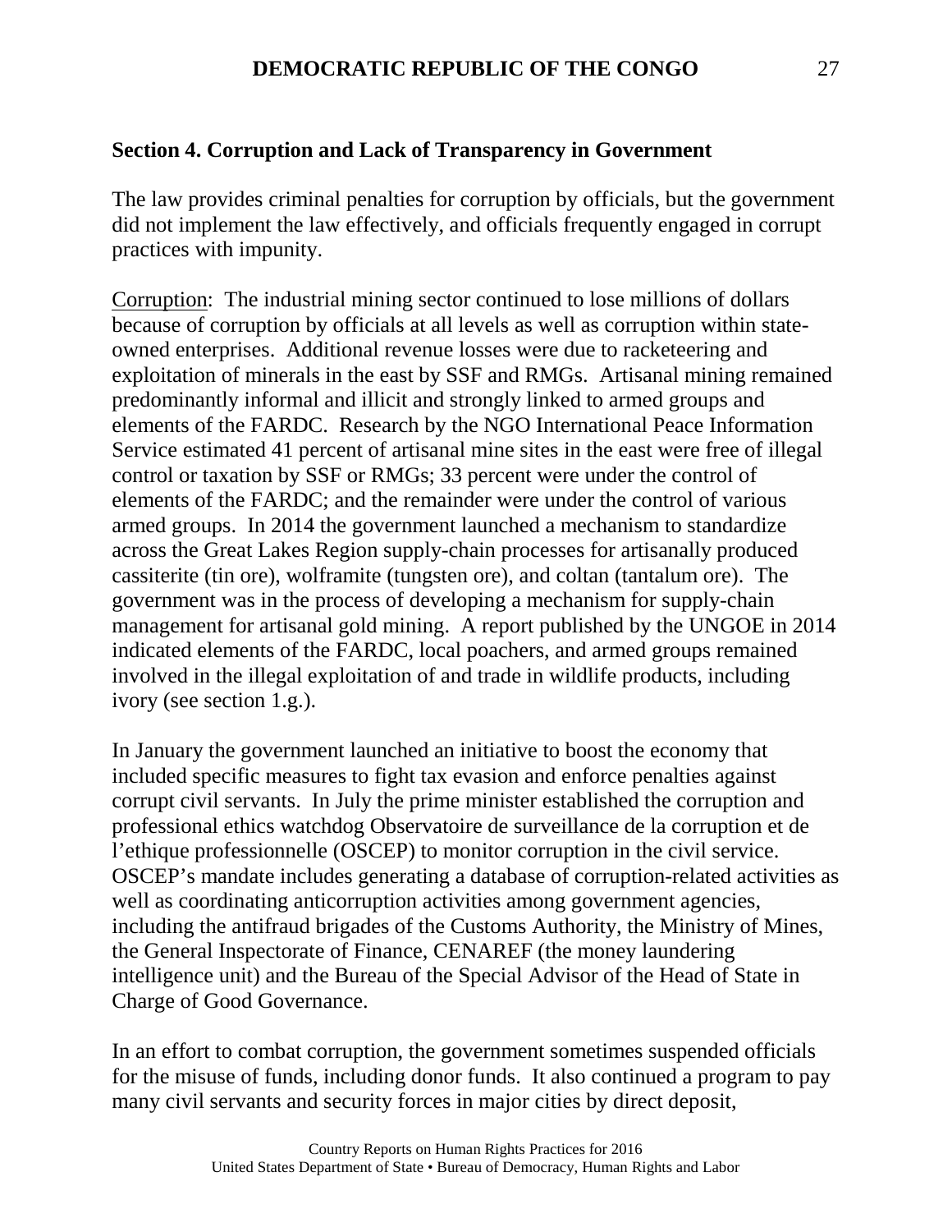## Section 4. Corruption and Lack of Transparency in Government

The law provides criminal penalties for corruption by officials, but the government did not implement the law effectively, and officials frequently engaged in corrupt practices with impunity.

Corruption: The industrial mining sector continued to lose millions of dollars because of corruption by officials at all levels as well as corruption within state-owned enterprises. Additional revenue losses were due to racketeering and exploitation of minerals in the east by SSF and RMGs. Artisanal mining remained predominantly informal and illicit and strongly linked to armed groups and elements of the FARDC. Research by the NGO International Peace Information Service estimated 41 percent of artisanal mine sites in the east were free of illegal control or taxation by SSF or RMGs; 33 percent were under the control of elements of the FARDC; and the remainder were under the control of various armed groups. In 2014 the government launched a mechanism to standardize across the Great Lakes Region supply-chain processes for artisanally produced cassiterite (tin ore), wolframite (tungsten ore), and coltan (tantalum ore). The government was in the process of developing a mechanism for supply-chain management for artisanal gold mining. A report published by the UNGOE in 2014 indicated elements of the FARDC, local poachers, and armed groups remained involved in the illegal exploitation of and trade in wildlife products, including ivory (see section 1.g.).

In January the government launched an initiative to boost the economy that included specific measures to fight tax evasion and enforce penalties against corrupt civil servants. In July the prime minister established the corruption and professional ethics watchdog Observatoire de surveillance de la corruption et de l'ethique professionnelle (OSCEP) to monitor corruption in the civil service. OSCEP's mandate includes generating a database of corruption-related activities as well as coordinating anticorruption activities among government agencies, including the antifraud brigades of the Customs Authority, the Ministry of Mines, the General Inspectorate of Finance, CENAREF (the money laundering intelligence unit) and the Bureau of the Special Advisor of the Head of State in Charge of Good Governance.

In an effort to combat corruption, the government sometimes suspended officials for the misuse of funds, including donor funds. It also continued a program to pay many civil servants and security forces in major cities by direct deposit,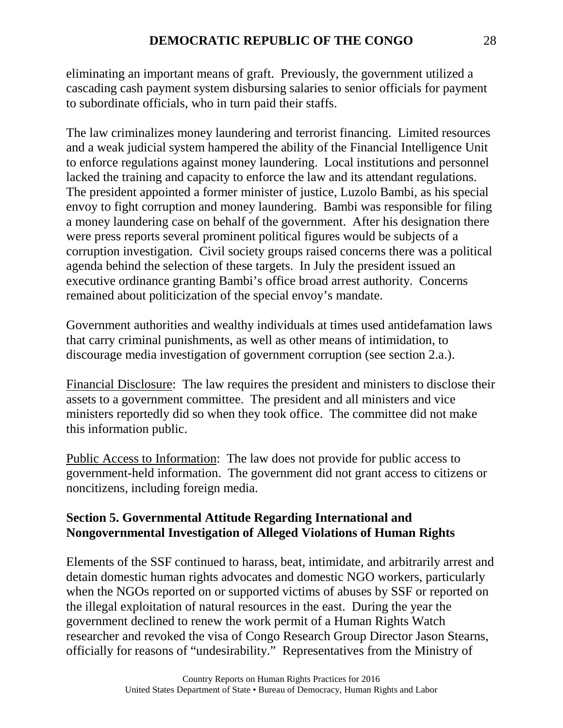eliminating an important means of graft. Previously, the government utilized a cascading cash payment system disbursing salaries to senior officials for payment to subordinate officials, who in turn paid their staffs.

The law criminalizes money laundering and terrorist financing. Limited resources and a weak judicial system hampered the ability of the Financial Intelligence Unit to enforce regulations against money laundering. Local institutions and personnel lacked the training and capacity to enforce the law and its attendant regulations. The president appointed a former minister of justice, Luzolo Bambi, as his special envoy to fight corruption and money laundering. Bambi was responsible for filing a money laundering case on behalf of the government. After his designation there were press reports several prominent political figures would be subjects of a corruption investigation. Civil society groups raised concerns there was a political agenda behind the selection of these targets. In July the president issued an executive ordinance granting Bambi's office broad arrest authority. Concerns remained about politicization of the special envoy's mandate.

Government authorities and wealthy individuals at times used antidefamation laws that carry criminal punishments, as well as other means of intimidation, to discourage media investigation of government corruption (see section 2.a.).

Financial Disclosure: The law requires the president and ministers to disclose their assets to a government committee. The president and all ministers and vice ministers reportedly did so when they took office. The committee did not make this information public.

Public Access to Information: The law does not provide for public access to government-held information. The government did not grant access to citizens or noncitizens, including foreign media.

## Section 5. Governmental Attitude Regarding International and Nongovernmental Investigation of Alleged Violations of Human Rights

Elements of the SSF continued to harass, beat, intimidate, and arbitrarily arrest and detain domestic human rights advocates and domestic NGO workers, particularly when the NGOs reported on or supported victims of abuses by SSF or reported on the illegal exploitation of natural resources in the east. During the year the government declined to renew the work permit of a Human Rights Watch researcher and revoked the visa of Congo Research Group Director Jason Stearns, officially for reasons of "undesirability." Representatives from the Ministry of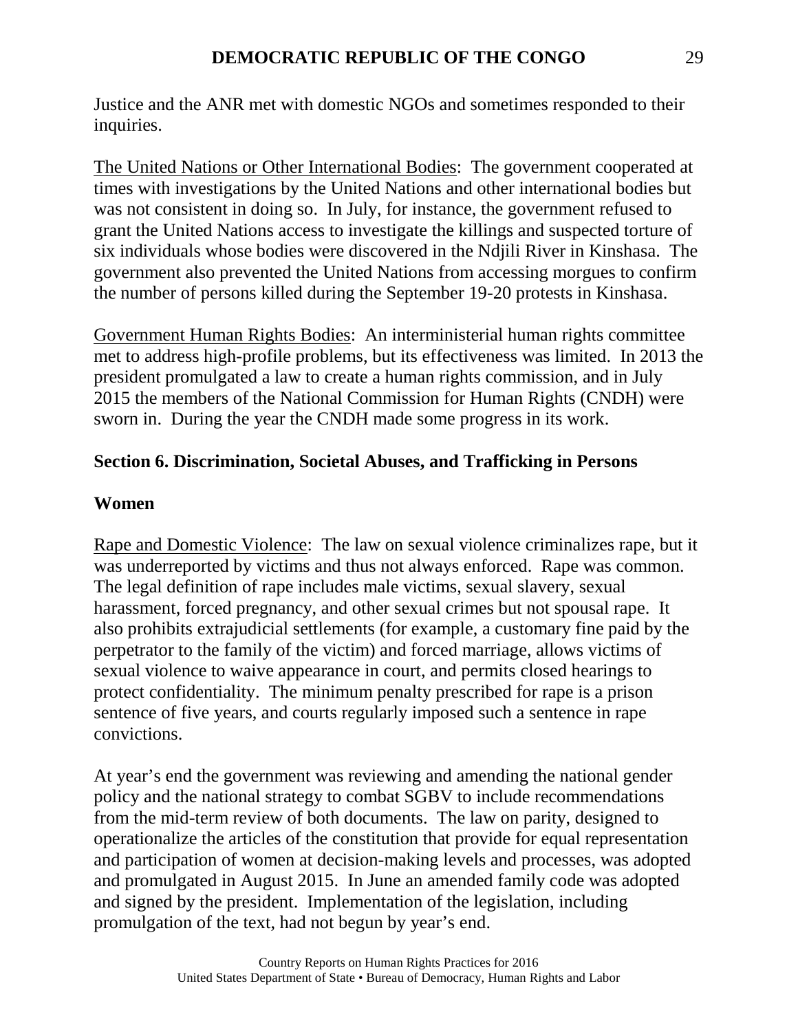Justice and the ANR met with domestic NGOs and sometimes responded to their inquiries.

The United Nations or Other International Bodies: The government cooperated at times with investigations by the United Nations and other international bodies but was not consistent in doing so. In July, for instance, the government refused to grant the United Nations access to investigate the killings and suspected torture of six individuals whose bodies were discovered in the Ndjili River in Kinshasa. The government also prevented the United Nations from accessing morgues to confirm the number of persons killed during the September 19-20 protests in Kinshasa.

Government Human Rights Bodies: An interministerial human rights committee met to address high-profile problems, but its effectiveness was limited. In 2013 the president promulgated a law to create a human rights commission, and in July 2015 the members of the National Commission for Human Rights (CNDH) were sworn in. During the year the CNDH made some progress in its work.

## Section 6. Discrimination, Societal Abuses, and Trafficking in Persons

### Women

Rape and Domestic Violence: The law on sexual violence criminalizes rape, but it was underreported by victims and thus not always enforced. Rape was common. The legal definition of rape includes male victims, sexual slavery, sexual harassment, forced pregnancy, and other sexual crimes but not spousal rape. It also prohibits extrajudicial settlements (for example, a customary fine paid by the perpetrator to the family of the victim) and forced marriage, allows victims of sexual violence to waive appearance in court, and permits closed hearings to protect confidentiality. The minimum penalty prescribed for rape is a prison sentence of five years, and courts regularly imposed such a sentence in rape convictions.

At year's end the government was reviewing and amending the national gender policy and the national strategy to combat SGBV to include recommendations from the mid-term review of both documents. The law on parity, designed to operationalize the articles of the constitution that provide for equal representation and participation of women at decision-making levels and processes, was adopted and promulgated in August 2015. In June an amended family code was adopted and signed by the president. Implementation of the legislation, including promulgation of the text, had not begun by year's end.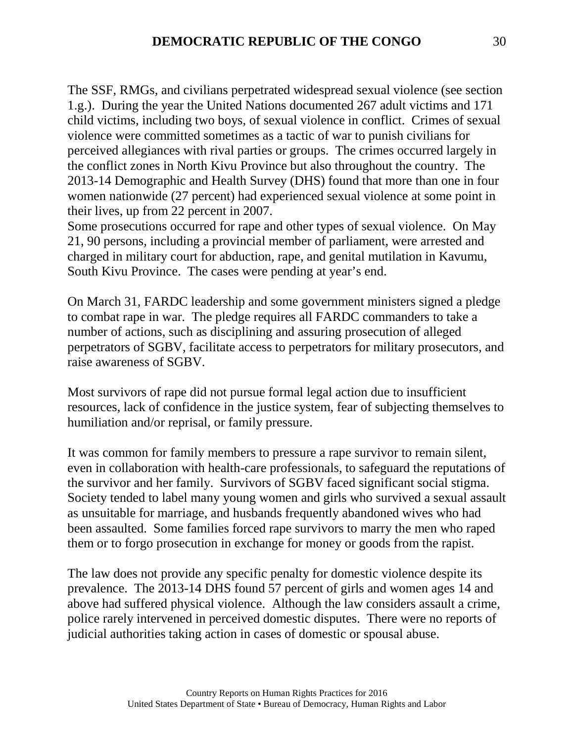The SSF, RMGs, and civilians perpetrated widespread sexual violence (see section 1.g.). During the year the United Nations documented 267 adult victims and 171 child victims, including two boys, of sexual violence in conflict. Crimes of sexual violence were committed sometimes as a tactic of war to punish civilians for perceived allegiances with rival parties or groups. The crimes occurred largely in the conflict zones in North Kivu Province but also throughout the country. The 2013-14 Demographic and Health Survey (DHS) found that more than one in four women nationwide (27 percent) had experienced sexual violence at some point in their lives, up from 22 percent in 2007.
Some prosecutions occurred for rape and other types of sexual violence. On May 21, 90 persons, including a provincial member of parliament, were arrested and charged in military court for abduction, rape, and genital mutilation in Kavumu, South Kivu Province. The cases were pending at year's end.

On March 31, FARDC leadership and some government ministers signed a pledge to combat rape in war. The pledge requires all FARDC commanders to take a number of actions, such as disciplining and assuring prosecution of alleged perpetrators of SGBV, facilitate access to perpetrators for military prosecutors, and raise awareness of SGBV.

Most survivors of rape did not pursue formal legal action due to insufficient resources, lack of confidence in the justice system, fear of subjecting themselves to humiliation and/or reprisal, or family pressure.

It was common for family members to pressure a rape survivor to remain silent, even in collaboration with health-care professionals, to safeguard the reputations of the survivor and her family. Survivors of SGBV faced significant social stigma. Society tended to label many young women and girls who survived a sexual assault as unsuitable for marriage, and husbands frequently abandoned wives who had been assaulted. Some families forced rape survivors to marry the men who raped them or to forgo prosecution in exchange for money or goods from the rapist.

The law does not provide any specific penalty for domestic violence despite its prevalence. The 2013-14 DHS found 57 percent of girls and women ages 14 and above had suffered physical violence. Although the law considers assault a crime, police rarely intervened in perceived domestic disputes. There were no reports of judicial authorities taking action in cases of domestic or spousal abuse.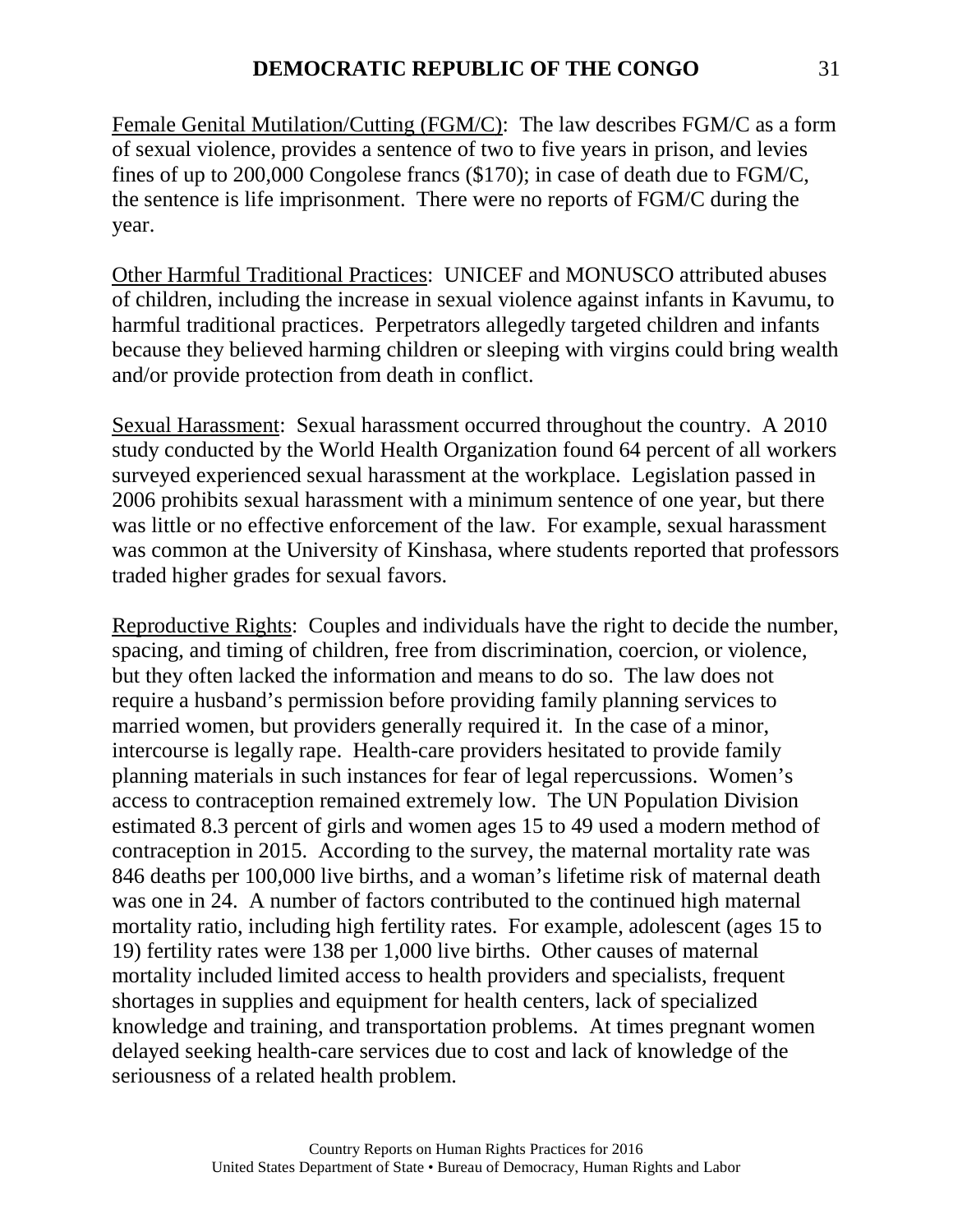Female Genital Mutilation/Cutting (FGM/C): The law describes FGM/C as a form of sexual violence, provides a sentence of two to five years in prison, and levies fines of up to 200,000 Congolese francs ($170); in case of death due to FGM/C, the sentence is life imprisonment. There were no reports of FGM/C during the year.

Other Harmful Traditional Practices: UNICEF and MONUSCO attributed abuses of children, including the increase in sexual violence against infants in Kavumu, to harmful traditional practices. Perpetrators allegedly targeted children and infants because they believed harming children or sleeping with virgins could bring wealth and/or provide protection from death in conflict.

Sexual Harassment: Sexual harassment occurred throughout the country. A 2010 study conducted by the World Health Organization found 64 percent of all workers surveyed experienced sexual harassment at the workplace. Legislation passed in 2006 prohibits sexual harassment with a minimum sentence of one year, but there was little or no effective enforcement of the law. For example, sexual harassment was common at the University of Kinshasa, where students reported that professors traded higher grades for sexual favors.

Reproductive Rights: Couples and individuals have the right to decide the number, spacing, and timing of children, free from discrimination, coercion, or violence, but they often lacked the information and means to do so. The law does not require a husband's permission before providing family planning services to married women, but providers generally required it. In the case of a minor, intercourse is legally rape. Health-care providers hesitated to provide family planning materials in such instances for fear of legal repercussions. Women's access to contraception remained extremely low. The UN Population Division estimated 8.3 percent of girls and women ages 15 to 49 used a modern method of contraception in 2015. According to the survey, the maternal mortality rate was 846 deaths per 100,000 live births, and a woman's lifetime risk of maternal death was one in 24. A number of factors contributed to the continued high maternal mortality ratio, including high fertility rates. For example, adolescent (ages 15 to 19) fertility rates were 138 per 1,000 live births. Other causes of maternal mortality included limited access to health providers and specialists, frequent shortages in supplies and equipment for health centers, lack of specialized knowledge and training, and transportation problems. At times pregnant women delayed seeking health-care services due to cost and lack of knowledge of the seriousness of a related health problem.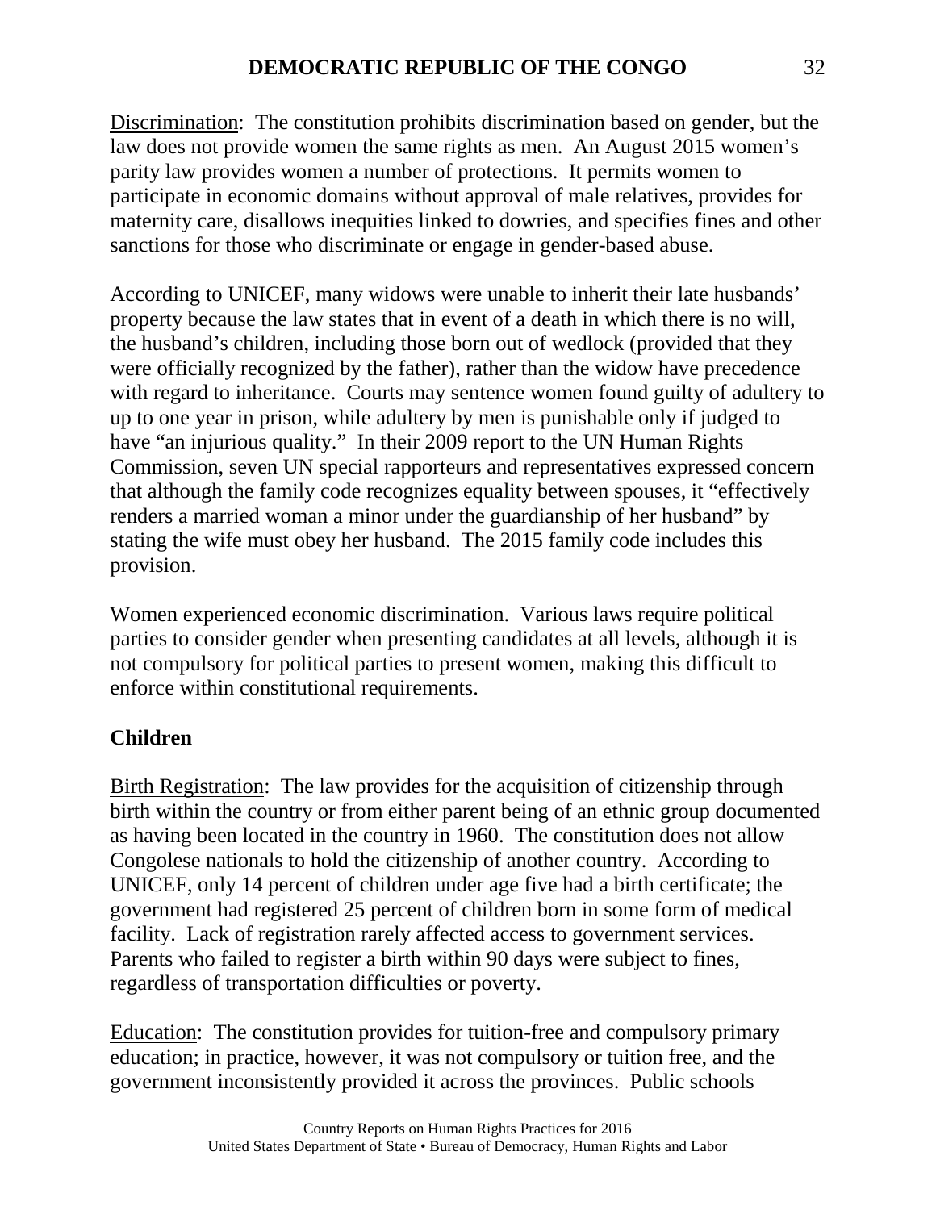Discrimination: The constitution prohibits discrimination based on gender, but the law does not provide women the same rights as men. An August 2015 women's parity law provides women a number of protections. It permits women to participate in economic domains without approval of male relatives, provides for maternity care, disallows inequities linked to dowries, and specifies fines and other sanctions for those who discriminate or engage in gender-based abuse.

According to UNICEF, many widows were unable to inherit their late husbands' property because the law states that in event of a death in which there is no will, the husband's children, including those born out of wedlock (provided that they were officially recognized by the father), rather than the widow have precedence with regard to inheritance. Courts may sentence women found guilty of adultery to up to one year in prison, while adultery by men is punishable only if judged to have "an injurious quality." In their 2009 report to the UN Human Rights Commission, seven UN special rapporteurs and representatives expressed concern that although the family code recognizes equality between spouses, it "effectively renders a married woman a minor under the guardianship of her husband" by stating the wife must obey her husband. The 2015 family code includes this provision.

Women experienced economic discrimination. Various laws require political parties to consider gender when presenting candidates at all levels, although it is not compulsory for political parties to present women, making this difficult to enforce within constitutional requirements.

**Children**

Birth Registration: The law provides for the acquisition of citizenship through birth within the country or from either parent being of an ethnic group documented as having been located in the country in 1960. The constitution does not allow Congolese nationals to hold the citizenship of another country. According to UNICEF, only 14 percent of children under age five had a birth certificate; the government had registered 25 percent of children born in some form of medical facility. Lack of registration rarely affected access to government services. Parents who failed to register a birth within 90 days were subject to fines, regardless of transportation difficulties or poverty.

Education: The constitution provides for tuition-free and compulsory primary education; in practice, however, it was not compulsory or tuition free, and the government inconsistently provided it across the provinces. Public schools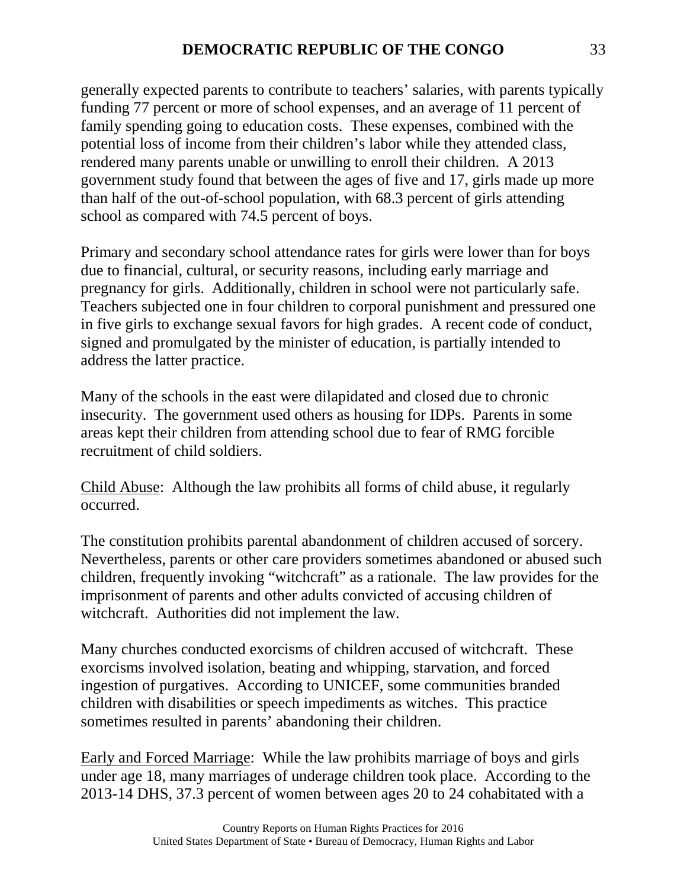generally expected parents to contribute to teachers' salaries, with parents typically funding 77 percent or more of school expenses, and an average of 11 percent of family spending going to education costs. These expenses, combined with the potential loss of income from their children's labor while they attended class, rendered many parents unable or unwilling to enroll their children. A 2013 government study found that between the ages of five and 17, girls made up more than half of the out-of-school population, with 68.3 percent of girls attending school as compared with 74.5 percent of boys.

Primary and secondary school attendance rates for girls were lower than for boys due to financial, cultural, or security reasons, including early marriage and pregnancy for girls. Additionally, children in school were not particularly safe. Teachers subjected one in four children to corporal punishment and pressured one in five girls to exchange sexual favors for high grades. A recent code of conduct, signed and promulgated by the minister of education, is partially intended to address the latter practice.

Many of the schools in the east were dilapidated and closed due to chronic insecurity. The government used others as housing for IDPs. Parents in some areas kept their children from attending school due to fear of RMG forcible recruitment of child soldiers.

Child Abuse: Although the law prohibits all forms of child abuse, it regularly occurred.

The constitution prohibits parental abandonment of children accused of sorcery. Nevertheless, parents or other care providers sometimes abandoned or abused such children, frequently invoking "witchcraft" as a rationale. The law provides for the imprisonment of parents and other adults convicted of accusing children of witchcraft. Authorities did not implement the law.

Many churches conducted exorcisms of children accused of witchcraft. These exorcisms involved isolation, beating and whipping, starvation, and forced ingestion of purgatives. According to UNICEF, some communities branded children with disabilities or speech impediments as witches. This practice sometimes resulted in parents' abandoning their children.

Early and Forced Marriage: While the law prohibits marriage of boys and girls under age 18, many marriages of underage children took place. According to the 2013-14 DHS, 37.3 percent of women between ages 20 to 24 cohabitated with a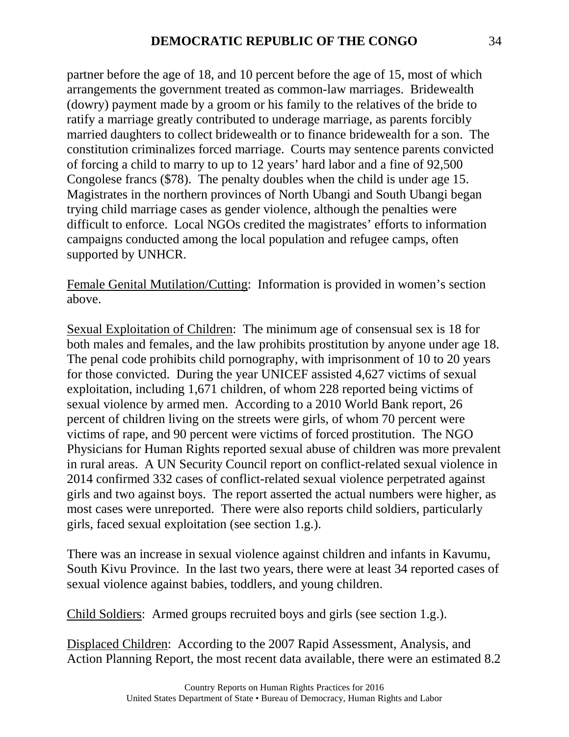partner before the age of 18, and 10 percent before the age of 15, most of which arrangements the government treated as common-law marriages. Bridewealth (dowry) payment made by a groom or his family to the relatives of the bride to ratify a marriage greatly contributed to underage marriage, as parents forcibly married daughters to collect bridewealth or to finance bridewealth for a son. The constitution criminalizes forced marriage. Courts may sentence parents convicted of forcing a child to marry to up to 12 years' hard labor and a fine of 92,500 Congolese francs ($78). The penalty doubles when the child is under age 15. Magistrates in the northern provinces of North Ubangi and South Ubangi began trying child marriage cases as gender violence, although the penalties were difficult to enforce. Local NGOs credited the magistrates' efforts to information campaigns conducted among the local population and refugee camps, often supported by UNHCR.

Female Genital Mutilation/Cutting: Information is provided in women's section above.

Sexual Exploitation of Children: The minimum age of consensual sex is 18 for both males and females, and the law prohibits prostitution by anyone under age 18. The penal code prohibits child pornography, with imprisonment of 10 to 20 years for those convicted. During the year UNICEF assisted 4,627 victims of sexual exploitation, including 1,671 children, of whom 228 reported being victims of sexual violence by armed men. According to a 2010 World Bank report, 26 percent of children living on the streets were girls, of whom 70 percent were victims of rape, and 90 percent were victims of forced prostitution. The NGO Physicians for Human Rights reported sexual abuse of children was more prevalent in rural areas. A UN Security Council report on conflict-related sexual violence in 2014 confirmed 332 cases of conflict-related sexual violence perpetrated against girls and two against boys. The report asserted the actual numbers were higher, as most cases were unreported. There were also reports child soldiers, particularly girls, faced sexual exploitation (see section 1.g.).

There was an increase in sexual violence against children and infants in Kavumu, South Kivu Province. In the last two years, there were at least 34 reported cases of sexual violence against babies, toddlers, and young children.

Child Soldiers: Armed groups recruited boys and girls (see section 1.g.).

Displaced Children: According to the 2007 Rapid Assessment, Analysis, and Action Planning Report, the most recent data available, there were an estimated 8.2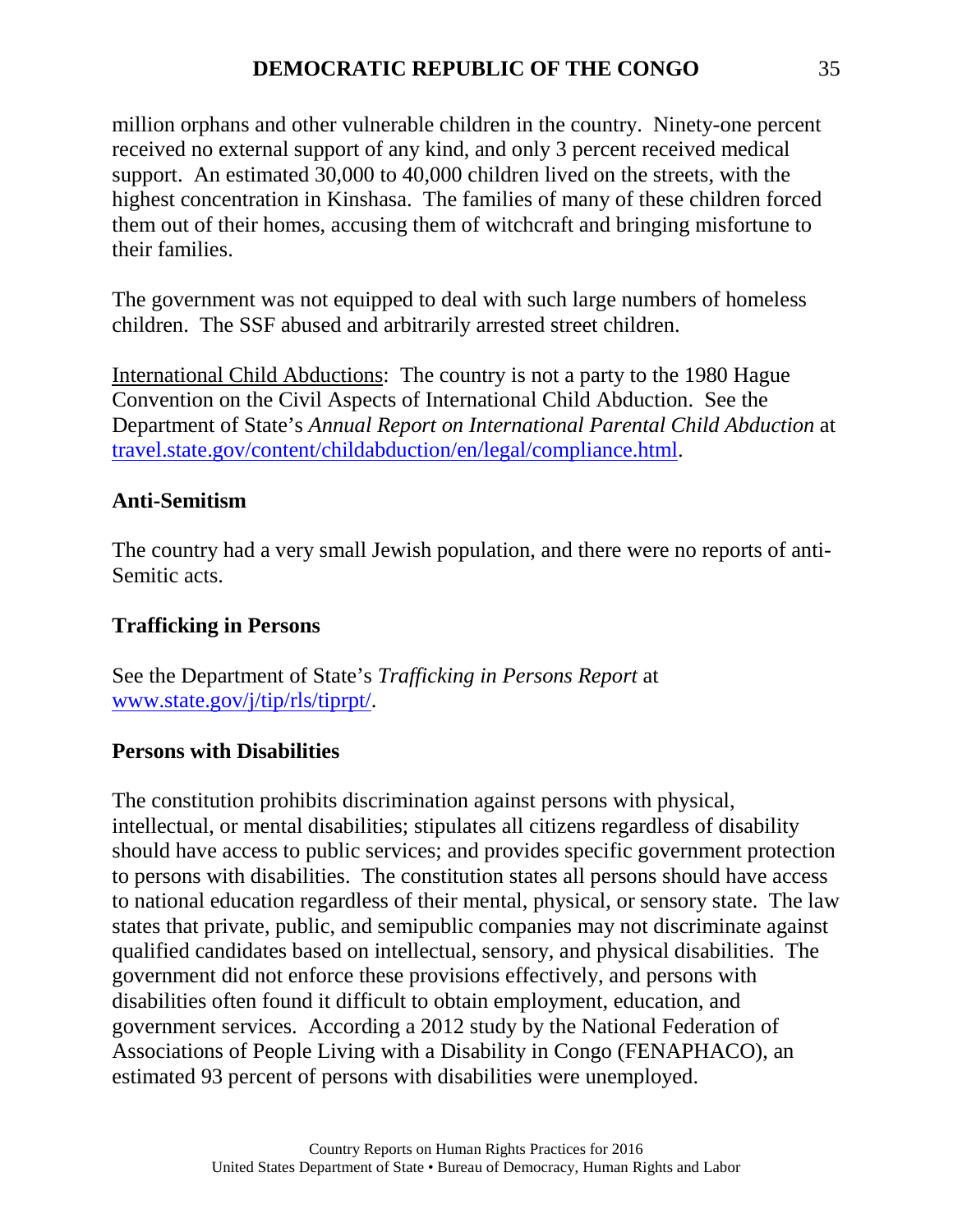million orphans and other vulnerable children in the country. Ninety-one percent received no external support of any kind, and only 3 percent received medical support. An estimated 30,000 to 40,000 children lived on the streets, with the highest concentration in Kinshasa. The families of many of these children forced them out of their homes, accusing them of witchcraft and bringing misfortune to their families.

The government was not equipped to deal with such large numbers of homeless children. The SSF abused and arbitrarily arrested street children.

International Child Abductions: The country is not a party to the 1980 Hague Convention on the Civil Aspects of International Child Abduction. See the Department of State's *Annual Report on International Parental Child Abduction* at [travel.state.gov/content/childabduction/en/legal/compliance.html](travel.state.gov/content/childabduction/en/legal/compliance.html).

**Anti-Semitism**

The country had a very small Jewish population, and there were no reports of anti-Semitic acts.

**Trafficking in Persons**

See the Department of State's *Trafficking in Persons Report* at [www.state.gov/j/tip/rls/tiprpt/](www.state.gov/j/tip/rls/tiprpt/).

**Persons with Disabilities**

The constitution prohibits discrimination against persons with physical, intellectual, or mental disabilities; stipulates all citizens regardless of disability should have access to public services; and provides specific government protection to persons with disabilities. The constitution states all persons should have access to national education regardless of their mental, physical, or sensory state. The law states that private, public, and semipublic companies may not discriminate against qualified candidates based on intellectual, sensory, and physical disabilities. The government did not enforce these provisions effectively, and persons with disabilities often found it difficult to obtain employment, education, and government services. According a 2012 study by the National Federation of Associations of People Living with a Disability in Congo (FENAPHACO), an estimated 93 percent of persons with disabilities were unemployed.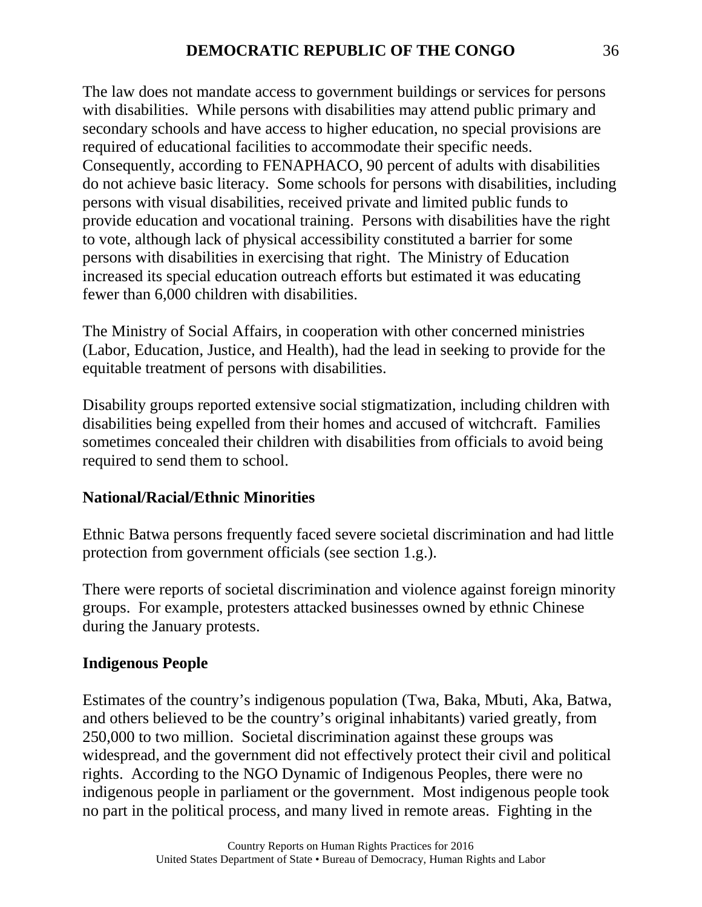The law does not mandate access to government buildings or services for persons with disabilities. While persons with disabilities may attend public primary and secondary schools and have access to higher education, no special provisions are required of educational facilities to accommodate their specific needs. Consequently, according to FENAPHACO, 90 percent of adults with disabilities do not achieve basic literacy. Some schools for persons with disabilities, including persons with visual disabilities, received private and limited public funds to provide education and vocational training. Persons with disabilities have the right to vote, although lack of physical accessibility constituted a barrier for some persons with disabilities in exercising that right. The Ministry of Education increased its special education outreach efforts but estimated it was educating fewer than 6,000 children with disabilities.

The Ministry of Social Affairs, in cooperation with other concerned ministries (Labor, Education, Justice, and Health), had the lead in seeking to provide for the equitable treatment of persons with disabilities.

Disability groups reported extensive social stigmatization, including children with disabilities being expelled from their homes and accused of witchcraft. Families sometimes concealed their children with disabilities from officials to avoid being required to send them to school.

**National/Racial/Ethnic Minorities**

Ethnic Batwa persons frequently faced severe societal discrimination and had little protection from government officials (see section 1.g.).

There were reports of societal discrimination and violence against foreign minority groups. For example, protesters attacked businesses owned by ethnic Chinese during the January protests.

**Indigenous People**

Estimates of the country's indigenous population (Twa, Baka, Mbuti, Aka, Batwa, and others believed to be the country's original inhabitants) varied greatly, from 250,000 to two million. Societal discrimination against these groups was widespread, and the government did not effectively protect their civil and political rights. According to the NGO Dynamic of Indigenous Peoples, there were no indigenous people in parliament or the government. Most indigenous people took no part in the political process, and many lived in remote areas. Fighting in the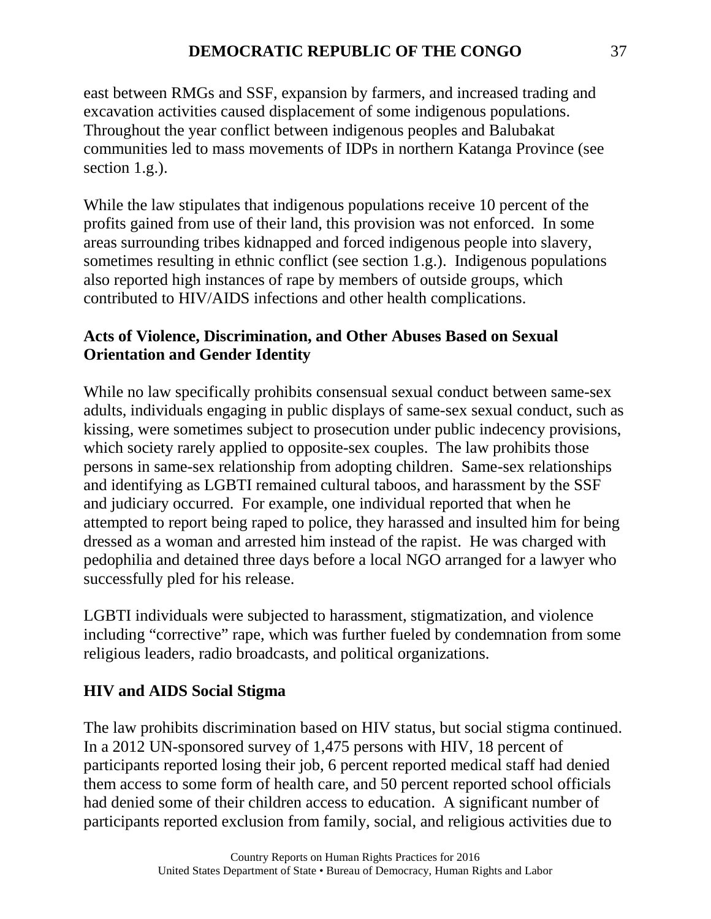east between RMGs and SSF, expansion by farmers, and increased trading and excavation activities caused displacement of some indigenous populations. Throughout the year conflict between indigenous peoples and Balubakat communities led to mass movements of IDPs in northern Katanga Province (see section 1.g.).

While the law stipulates that indigenous populations receive 10 percent of the profits gained from use of their land, this provision was not enforced. In some areas surrounding tribes kidnapped and forced indigenous people into slavery, sometimes resulting in ethnic conflict (see section 1.g.). Indigenous populations also reported high instances of rape by members of outside groups, which contributed to HIV/AIDS infections and other health complications.

**Acts of Violence, Discrimination, and Other Abuses Based on Sexual Orientation and Gender Identity**

While no law specifically prohibits consensual sexual conduct between same-sex adults, individuals engaging in public displays of same-sex sexual conduct, such as kissing, were sometimes subject to prosecution under public indecency provisions, which society rarely applied to opposite-sex couples. The law prohibits those persons in same-sex relationship from adopting children. Same-sex relationships and identifying as LGBTI remained cultural taboos, and harassment by the SSF and judiciary occurred. For example, one individual reported that when he attempted to report being raped to police, they harassed and insulted him for being dressed as a woman and arrested him instead of the rapist. He was charged with pedophilia and detained three days before a local NGO arranged for a lawyer who successfully pled for his release.

LGBTI individuals were subjected to harassment, stigmatization, and violence including "corrective" rape, which was further fueled by condemnation from some religious leaders, radio broadcasts, and political organizations.

**HIV and AIDS Social Stigma**

The law prohibits discrimination based on HIV status, but social stigma continued. In a 2012 UN-sponsored survey of 1,475 persons with HIV, 18 percent of participants reported losing their job, 6 percent reported medical staff had denied them access to some form of health care, and 50 percent reported school officials had denied some of their children access to education. A significant number of participants reported exclusion from family, social, and religious activities due to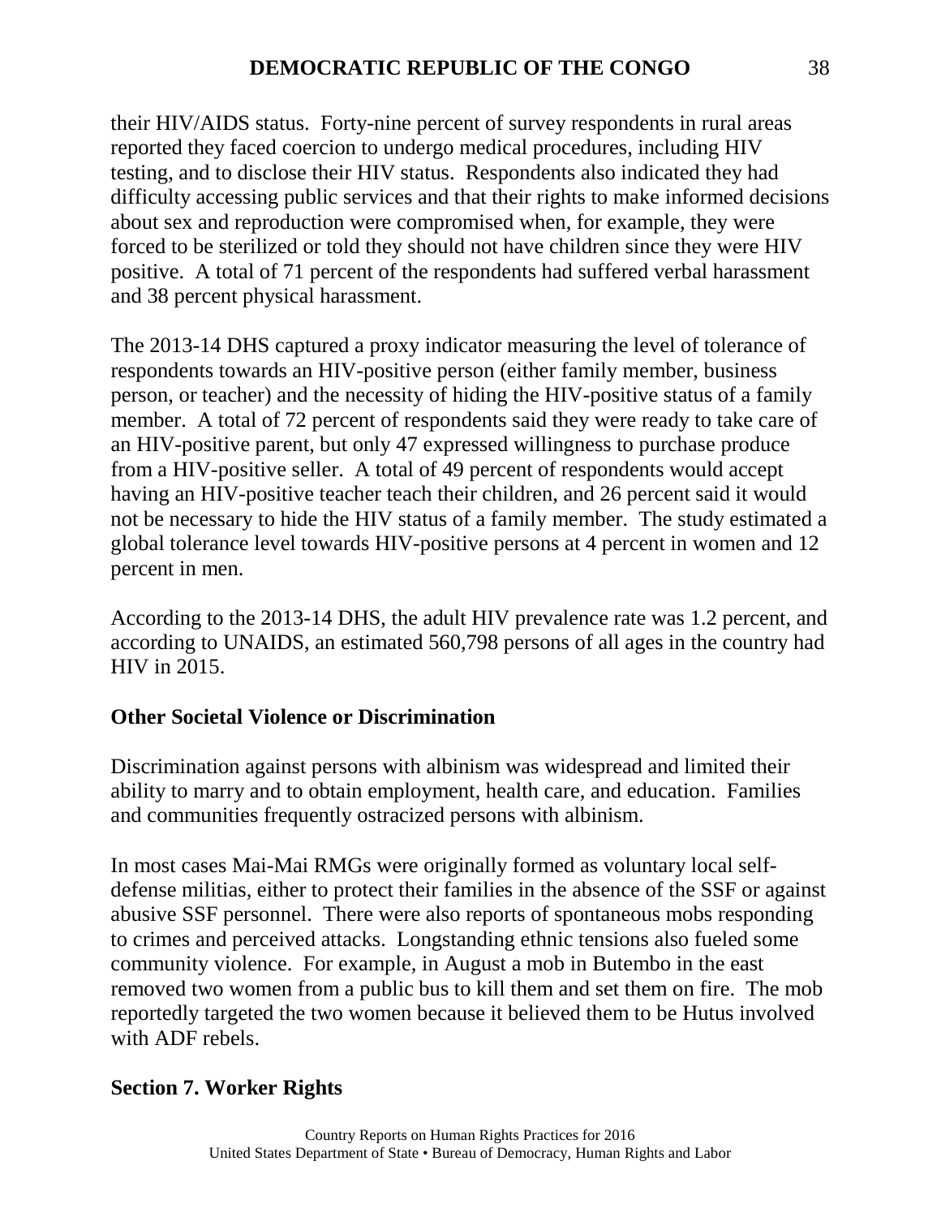their HIV/AIDS status. Forty-nine percent of survey respondents in rural areas reported they faced coercion to undergo medical procedures, including HIV testing, and to disclose their HIV status. Respondents also indicated they had difficulty accessing public services and that their rights to make informed decisions about sex and reproduction were compromised when, for example, they were forced to be sterilized or told they should not have children since they were HIV positive. A total of 71 percent of the respondents had suffered verbal harassment and 38 percent physical harassment.

The 2013-14 DHS captured a proxy indicator measuring the level of tolerance of respondents towards an HIV-positive person (either family member, business person, or teacher) and the necessity of hiding the HIV-positive status of a family member. A total of 72 percent of respondents said they were ready to take care of an HIV-positive parent, but only 47 expressed willingness to purchase produce from a HIV-positive seller. A total of 49 percent of respondents would accept having an HIV-positive teacher teach their children, and 26 percent said it would not be necessary to hide the HIV status of a family member. The study estimated a global tolerance level towards HIV-positive persons at 4 percent in women and 12 percent in men.

According to the 2013-14 DHS, the adult HIV prevalence rate was 1.2 percent, and according to UNAIDS, an estimated 560,798 persons of all ages in the country had HIV in 2015.

**Other Societal Violence or Discrimination**

Discrimination against persons with albinism was widespread and limited their ability to marry and to obtain employment, health care, and education. Families and communities frequently ostracized persons with albinism.

In most cases Mai-Mai RMGs were originally formed as voluntary local self-defense militias, either to protect their families in the absence of the SSF or against abusive SSF personnel. There were also reports of spontaneous mobs responding to crimes and perceived attacks. Longstanding ethnic tensions also fueled some community violence. For example, in August a mob in Butembo in the east removed two women from a public bus to kill them and set them on fire. The mob reportedly targeted the two women because it believed them to be Hutus involved with ADF rebels.

## Section 7. Worker Rights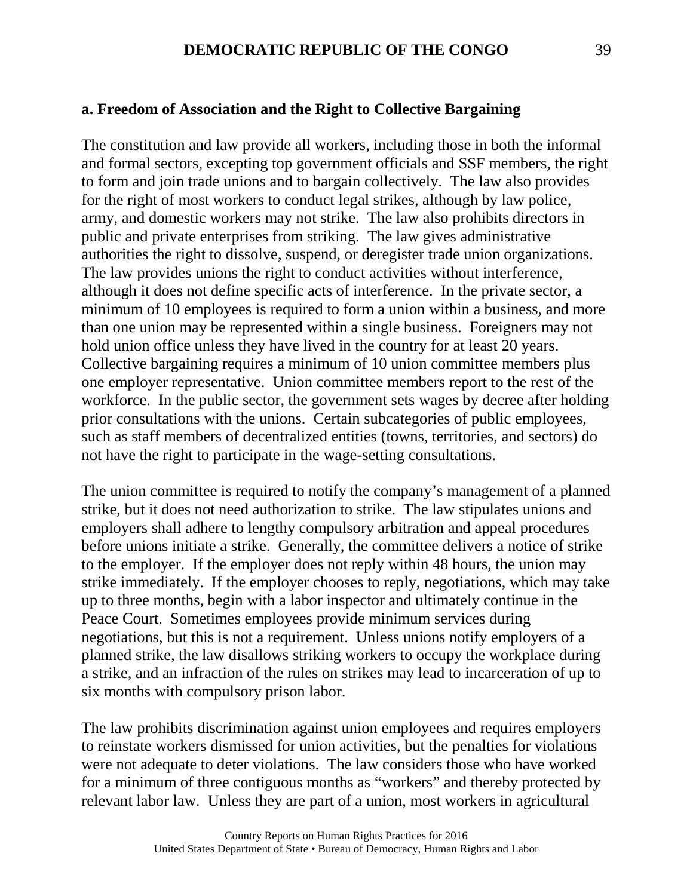### a. Freedom of Association and the Right to Collective Bargaining

The constitution and law provide all workers, including those in both the informal and formal sectors, excepting top government officials and SSF members, the right to form and join trade unions and to bargain collectively. The law also provides for the right of most workers to conduct legal strikes, although by law police, army, and domestic workers may not strike. The law also prohibits directors in public and private enterprises from striking. The law gives administrative authorities the right to dissolve, suspend, or deregister trade union organizations. The law provides unions the right to conduct activities without interference, although it does not define specific acts of interference. In the private sector, a minimum of 10 employees is required to form a union within a business, and more than one union may be represented within a single business. Foreigners may not hold union office unless they have lived in the country for at least 20 years. Collective bargaining requires a minimum of 10 union committee members plus one employer representative. Union committee members report to the rest of the workforce. In the public sector, the government sets wages by decree after holding prior consultations with the unions. Certain subcategories of public employees, such as staff members of decentralized entities (towns, territories, and sectors) do not have the right to participate in the wage-setting consultations.

The union committee is required to notify the company's management of a planned strike, but it does not need authorization to strike. The law stipulates unions and employers shall adhere to lengthy compulsory arbitration and appeal procedures before unions initiate a strike. Generally, the committee delivers a notice of strike to the employer. If the employer does not reply within 48 hours, the union may strike immediately. If the employer chooses to reply, negotiations, which may take up to three months, begin with a labor inspector and ultimately continue in the Peace Court. Sometimes employees provide minimum services during negotiations, but this is not a requirement. Unless unions notify employers of a planned strike, the law disallows striking workers to occupy the workplace during a strike, and an infraction of the rules on strikes may lead to incarceration of up to six months with compulsory prison labor.

The law prohibits discrimination against union employees and requires employers to reinstate workers dismissed for union activities, but the penalties for violations were not adequate to deter violations. The law considers those who have worked for a minimum of three contiguous months as "workers" and thereby protected by relevant labor law. Unless they are part of a union, most workers in agricultural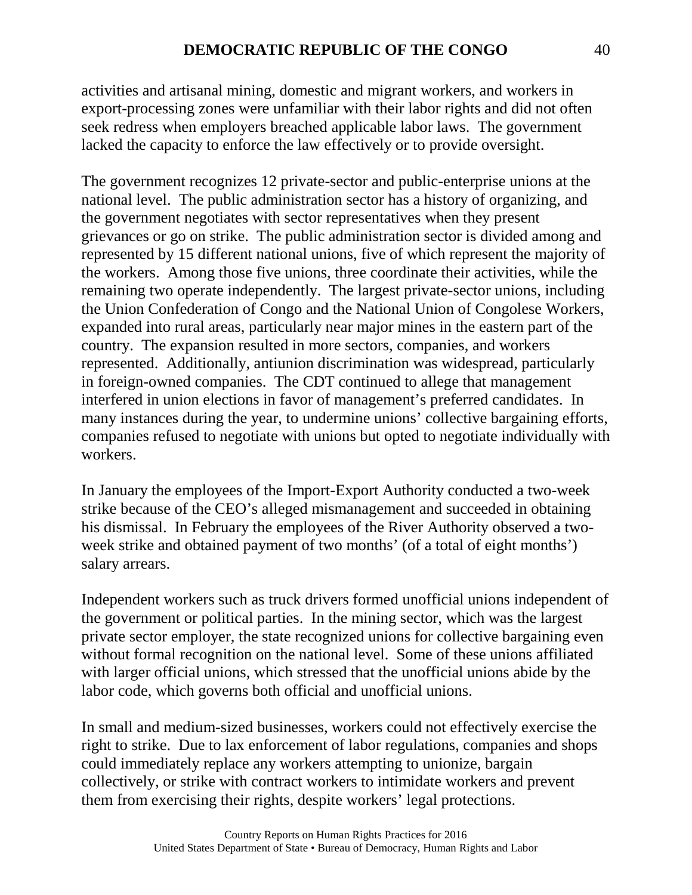activities and artisanal mining, domestic and migrant workers, and workers in export-processing zones were unfamiliar with their labor rights and did not often seek redress when employers breached applicable labor laws. The government lacked the capacity to enforce the law effectively or to provide oversight.

The government recognizes 12 private-sector and public-enterprise unions at the national level. The public administration sector has a history of organizing, and the government negotiates with sector representatives when they present grievances or go on strike. The public administration sector is divided among and represented by 15 different national unions, five of which represent the majority of the workers. Among those five unions, three coordinate their activities, while the remaining two operate independently. The largest private-sector unions, including the Union Confederation of Congo and the National Union of Congolese Workers, expanded into rural areas, particularly near major mines in the eastern part of the country. The expansion resulted in more sectors, companies, and workers represented. Additionally, antiunion discrimination was widespread, particularly in foreign-owned companies. The CDT continued to allege that management interfered in union elections in favor of management's preferred candidates. In many instances during the year, to undermine unions' collective bargaining efforts, companies refused to negotiate with unions but opted to negotiate individually with workers.

In January the employees of the Import-Export Authority conducted a two-week strike because of the CEO's alleged mismanagement and succeeded in obtaining his dismissal. In February the employees of the River Authority observed a two-week strike and obtained payment of two months' (of a total of eight months') salary arrears.

Independent workers such as truck drivers formed unofficial unions independent of the government or political parties. In the mining sector, which was the largest private sector employer, the state recognized unions for collective bargaining even without formal recognition on the national level. Some of these unions affiliated with larger official unions, which stressed that the unofficial unions abide by the labor code, which governs both official and unofficial unions.

In small and medium-sized businesses, workers could not effectively exercise the right to strike. Due to lax enforcement of labor regulations, companies and shops could immediately replace any workers attempting to unionize, bargain collectively, or strike with contract workers to intimidate workers and prevent them from exercising their rights, despite workers' legal protections.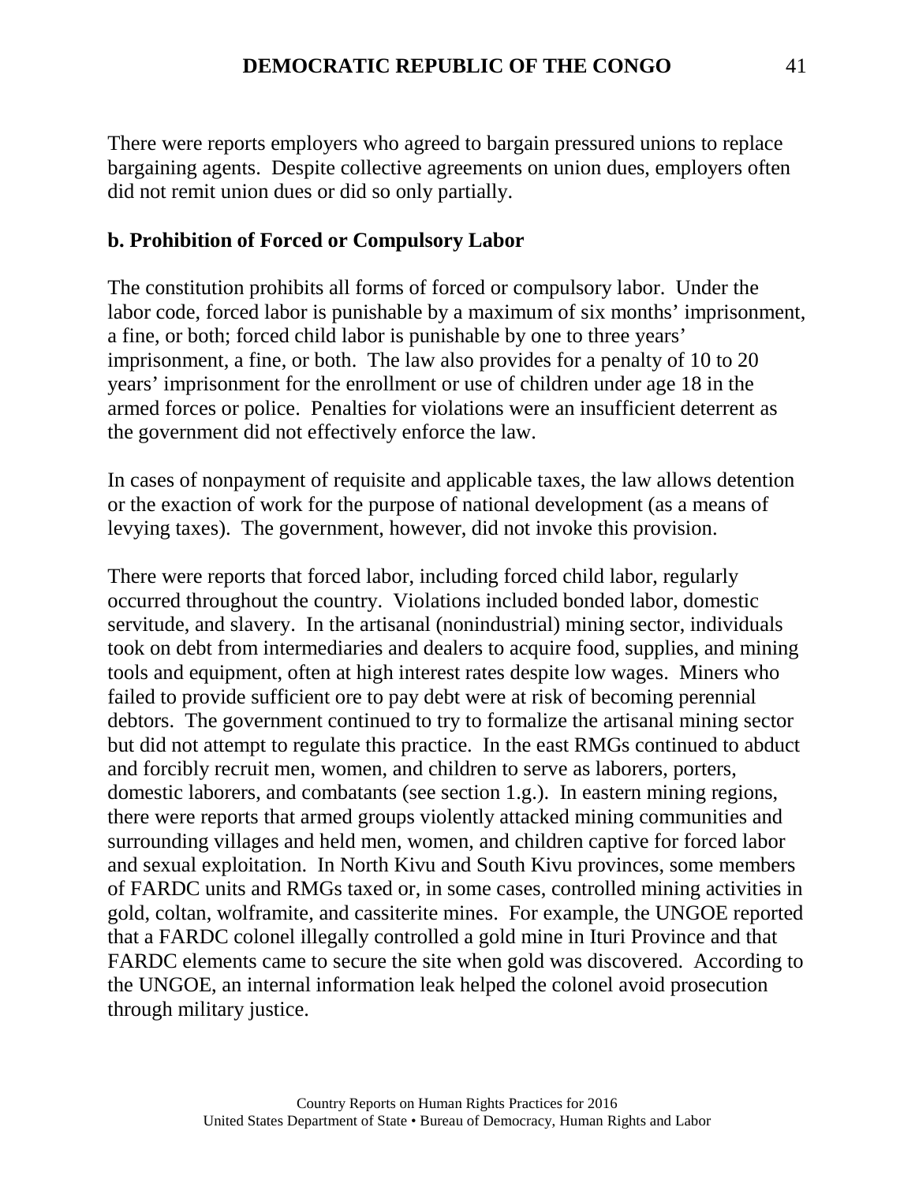There were reports employers who agreed to bargain pressured unions to replace bargaining agents. Despite collective agreements on union dues, employers often did not remit union dues or did so only partially.

**b. Prohibition of Forced or Compulsory Labor**

The constitution prohibits all forms of forced or compulsory labor. Under the labor code, forced labor is punishable by a maximum of six months' imprisonment, a fine, or both; forced child labor is punishable by one to three years' imprisonment, a fine, or both. The law also provides for a penalty of 10 to 20 years' imprisonment for the enrollment or use of children under age 18 in the armed forces or police. Penalties for violations were an insufficient deterrent as the government did not effectively enforce the law.

In cases of nonpayment of requisite and applicable taxes, the law allows detention or the exaction of work for the purpose of national development (as a means of levying taxes). The government, however, did not invoke this provision.

There were reports that forced labor, including forced child labor, regularly occurred throughout the country. Violations included bonded labor, domestic servitude, and slavery. In the artisanal (nonindustrial) mining sector, individuals took on debt from intermediaries and dealers to acquire food, supplies, and mining tools and equipment, often at high interest rates despite low wages. Miners who failed to provide sufficient ore to pay debt were at risk of becoming perennial debtors. The government continued to try to formalize the artisanal mining sector but did not attempt to regulate this practice. In the east RMGs continued to abduct and forcibly recruit men, women, and children to serve as laborers, porters, domestic laborers, and combatants (see section 1.g.). In eastern mining regions, there were reports that armed groups violently attacked mining communities and surrounding villages and held men, women, and children captive for forced labor and sexual exploitation. In North Kivu and South Kivu provinces, some members of FARDC units and RMGs taxed or, in some cases, controlled mining activities in gold, coltan, wolframite, and cassiterite mines. For example, the UNGOE reported that a FARDC colonel illegally controlled a gold mine in Ituri Province and that FARDC elements came to secure the site when gold was discovered. According to the UNGOE, an internal information leak helped the colonel avoid prosecution through military justice.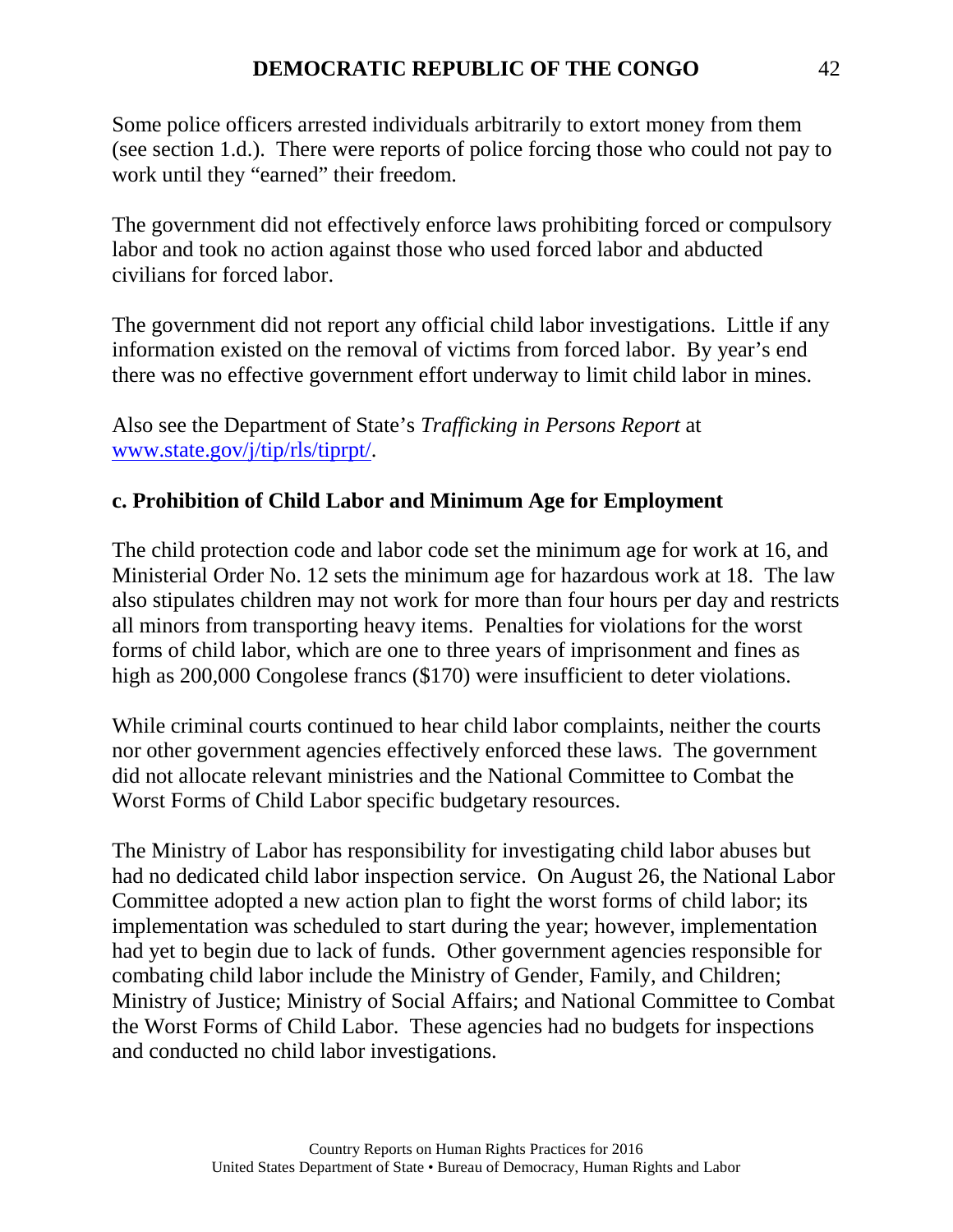Some police officers arrested individuals arbitrarily to extort money from them (see section 1.d.). There were reports of police forcing those who could not pay to work until they "earned" their freedom.

The government did not effectively enforce laws prohibiting forced or compulsory labor and took no action against those who used forced labor and abducted civilians for forced labor.

The government did not report any official child labor investigations. Little if any information existed on the removal of victims from forced labor. By year's end there was no effective government effort underway to limit child labor in mines.

Also see the Department of State's *Trafficking in Persons Report* at [www.state.gov/j/tip/rls/tiprpt/](www.state.gov/j/tip/rls/tiprpt/).

### c. Prohibition of Child Labor and Minimum Age for Employment

The child protection code and labor code set the minimum age for work at 16, and Ministerial Order No. 12 sets the minimum age for hazardous work at 18. The law also stipulates children may not work for more than four hours per day and restricts all minors from transporting heavy items. Penalties for violations for the worst forms of child labor, which are one to three years of imprisonment and fines as high as 200,000 Congolese francs ($170) were insufficient to deter violations.

While criminal courts continued to hear child labor complaints, neither the courts nor other government agencies effectively enforced these laws. The government did not allocate relevant ministries and the National Committee to Combat the Worst Forms of Child Labor specific budgetary resources.

The Ministry of Labor has responsibility for investigating child labor abuses but had no dedicated child labor inspection service. On August 26, the National Labor Committee adopted a new action plan to fight the worst forms of child labor; its implementation was scheduled to start during the year; however, implementation had yet to begin due to lack of funds. Other government agencies responsible for combating child labor include the Ministry of Gender, Family, and Children; Ministry of Justice; Ministry of Social Affairs; and National Committee to Combat the Worst Forms of Child Labor. These agencies had no budgets for inspections and conducted no child labor investigations.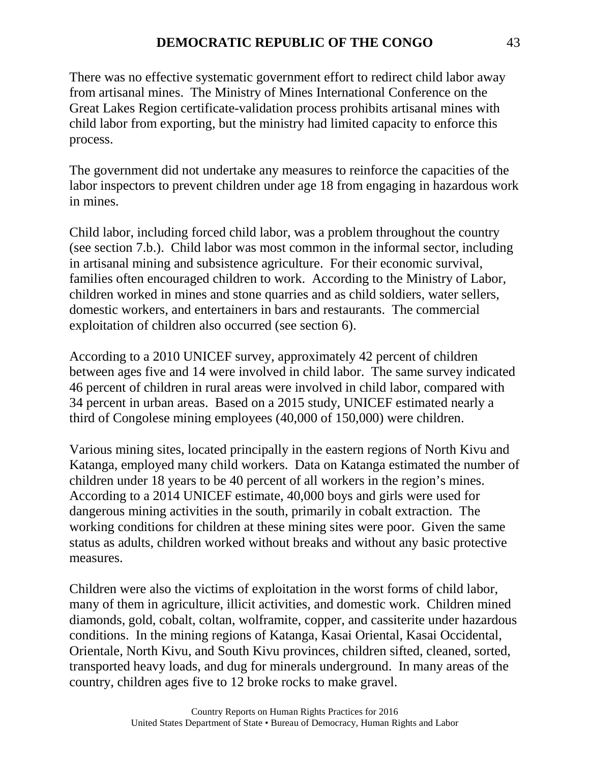There was no effective systematic government effort to redirect child labor away from artisanal mines. The Ministry of Mines International Conference on the Great Lakes Region certificate-validation process prohibits artisanal mines with child labor from exporting, but the ministry had limited capacity to enforce this process.

The government did not undertake any measures to reinforce the capacities of the labor inspectors to prevent children under age 18 from engaging in hazardous work in mines.

Child labor, including forced child labor, was a problem throughout the country (see section 7.b.). Child labor was most common in the informal sector, including in artisanal mining and subsistence agriculture. For their economic survival, families often encouraged children to work. According to the Ministry of Labor, children worked in mines and stone quarries and as child soldiers, water sellers, domestic workers, and entertainers in bars and restaurants. The commercial exploitation of children also occurred (see section 6).

According to a 2010 UNICEF survey, approximately 42 percent of children between ages five and 14 were involved in child labor. The same survey indicated 46 percent of children in rural areas were involved in child labor, compared with 34 percent in urban areas. Based on a 2015 study, UNICEF estimated nearly a third of Congolese mining employees (40,000 of 150,000) were children.

Various mining sites, located principally in the eastern regions of North Kivu and Katanga, employed many child workers. Data on Katanga estimated the number of children under 18 years to be 40 percent of all workers in the region's mines. According to a 2014 UNICEF estimate, 40,000 boys and girls were used for dangerous mining activities in the south, primarily in cobalt extraction. The working conditions for children at these mining sites were poor. Given the same status as adults, children worked without breaks and without any basic protective measures.

Children were also the victims of exploitation in the worst forms of child labor, many of them in agriculture, illicit activities, and domestic work. Children mined diamonds, gold, cobalt, coltan, wolframite, copper, and cassiterite under hazardous conditions. In the mining regions of Katanga, Kasai Oriental, Kasai Occidental, Orientale, North Kivu, and South Kivu provinces, children sifted, cleaned, sorted, transported heavy loads, and dug for minerals underground. In many areas of the country, children ages five to 12 broke rocks to make gravel.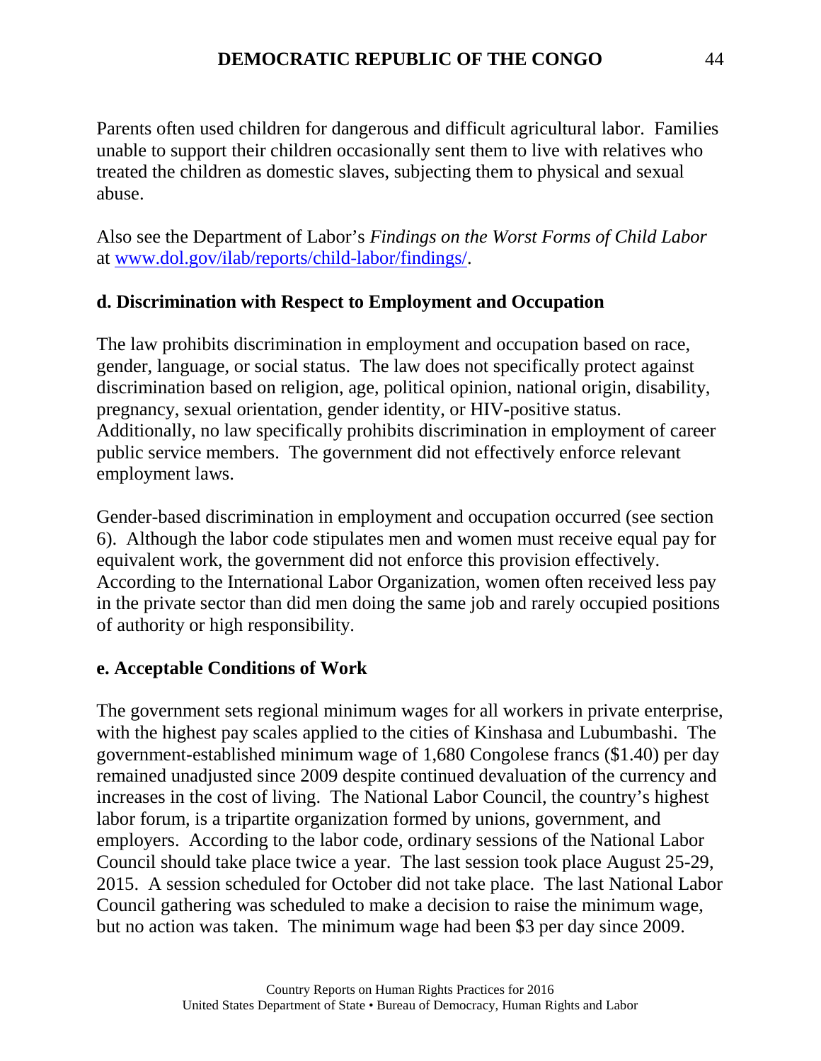Parents often used children for dangerous and difficult agricultural labor. Families unable to support their children occasionally sent them to live with relatives who treated the children as domestic slaves, subjecting them to physical and sexual abuse.

Also see the Department of Labor's *Findings on the Worst Forms of Child Labor* at [www.dol.gov/ilab/reports/child-labor/findings/](www.dol.gov/ilab/reports/child-labor/findings/).

### d. Discrimination with Respect to Employment and Occupation

The law prohibits discrimination in employment and occupation based on race, gender, language, or social status. The law does not specifically protect against discrimination based on religion, age, political opinion, national origin, disability, pregnancy, sexual orientation, gender identity, or HIV-positive status. Additionally, no law specifically prohibits discrimination in employment of career public service members. The government did not effectively enforce relevant employment laws.

Gender-based discrimination in employment and occupation occurred (see section 6). Although the labor code stipulates men and women must receive equal pay for equivalent work, the government did not enforce this provision effectively. According to the International Labor Organization, women often received less pay in the private sector than did men doing the same job and rarely occupied positions of authority or high responsibility.

### e. Acceptable Conditions of Work

The government sets regional minimum wages for all workers in private enterprise, with the highest pay scales applied to the cities of Kinshasa and Lubumbashi. The government-established minimum wage of 1,680 Congolese francs ($1.40) per day remained unadjusted since 2009 despite continued devaluation of the currency and increases in the cost of living. The National Labor Council, the country's highest labor forum, is a tripartite organization formed by unions, government, and employers. According to the labor code, ordinary sessions of the National Labor Council should take place twice a year. The last session took place August 25-29, 2015. A session scheduled for October did not take place. The last National Labor Council gathering was scheduled to make a decision to raise the minimum wage, but no action was taken. The minimum wage had been $3 per day since 2009.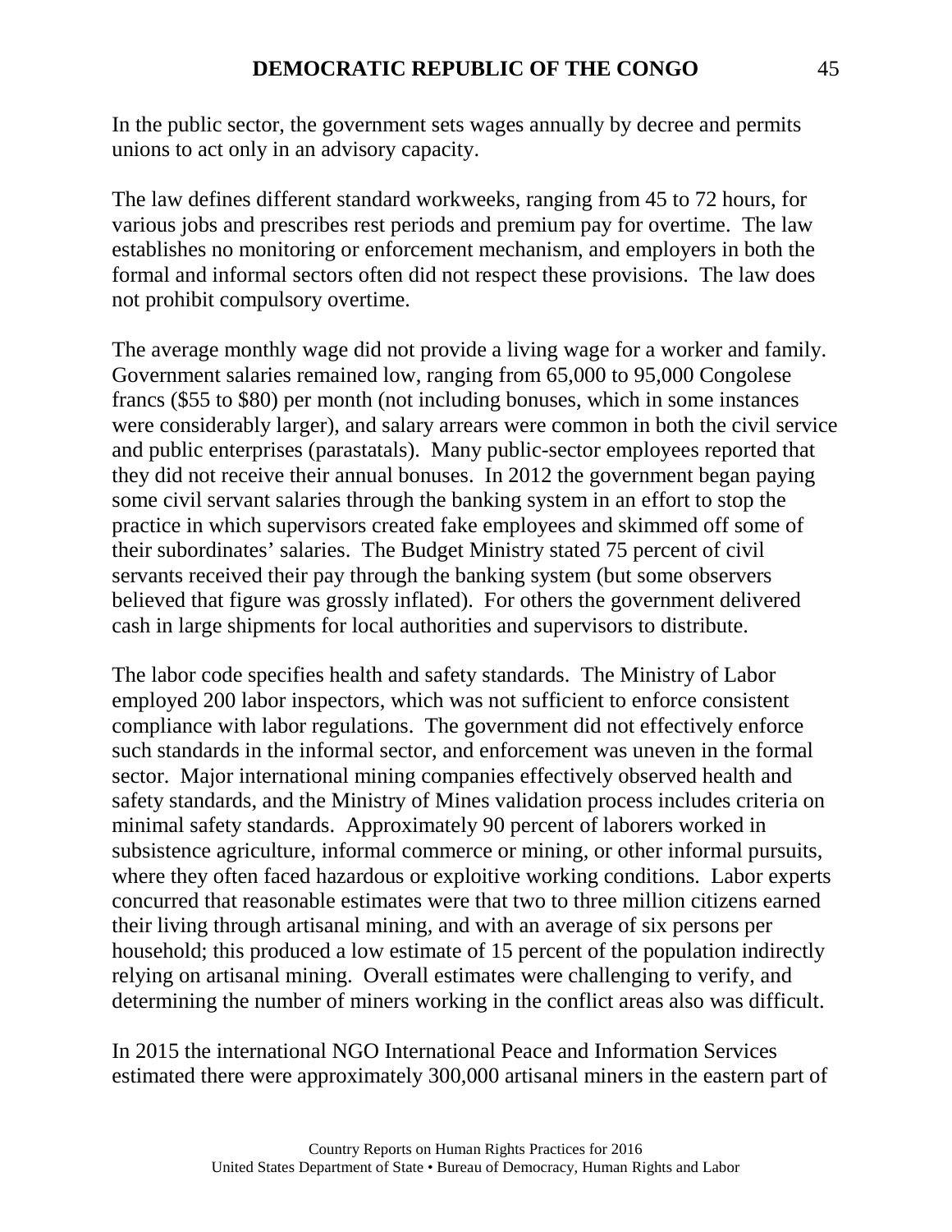In the public sector, the government sets wages annually by decree and permits unions to act only in an advisory capacity.

The law defines different standard workweeks, ranging from 45 to 72 hours, for various jobs and prescribes rest periods and premium pay for overtime. The law establishes no monitoring or enforcement mechanism, and employers in both the formal and informal sectors often did not respect these provisions. The law does not prohibit compulsory overtime.

The average monthly wage did not provide a living wage for a worker and family. Government salaries remained low, ranging from 65,000 to 95,000 Congolese francs ($55 to $80) per month (not including bonuses, which in some instances were considerably larger), and salary arrears were common in both the civil service and public enterprises (parastatals). Many public-sector employees reported that they did not receive their annual bonuses. In 2012 the government began paying some civil servant salaries through the banking system in an effort to stop the practice in which supervisors created fake employees and skimmed off some of their subordinates' salaries. The Budget Ministry stated 75 percent of civil servants received their pay through the banking system (but some observers believed that figure was grossly inflated). For others the government delivered cash in large shipments for local authorities and supervisors to distribute.

The labor code specifies health and safety standards. The Ministry of Labor employed 200 labor inspectors, which was not sufficient to enforce consistent compliance with labor regulations. The government did not effectively enforce such standards in the informal sector, and enforcement was uneven in the formal sector. Major international mining companies effectively observed health and safety standards, and the Ministry of Mines validation process includes criteria on minimal safety standards. Approximately 90 percent of laborers worked in subsistence agriculture, informal commerce or mining, or other informal pursuits, where they often faced hazardous or exploitive working conditions. Labor experts concurred that reasonable estimates were that two to three million citizens earned their living through artisanal mining, and with an average of six persons per household; this produced a low estimate of 15 percent of the population indirectly relying on artisanal mining. Overall estimates were challenging to verify, and determining the number of miners working in the conflict areas also was difficult.

In 2015 the international NGO International Peace and Information Services estimated there were approximately 300,000 artisanal miners in the eastern part of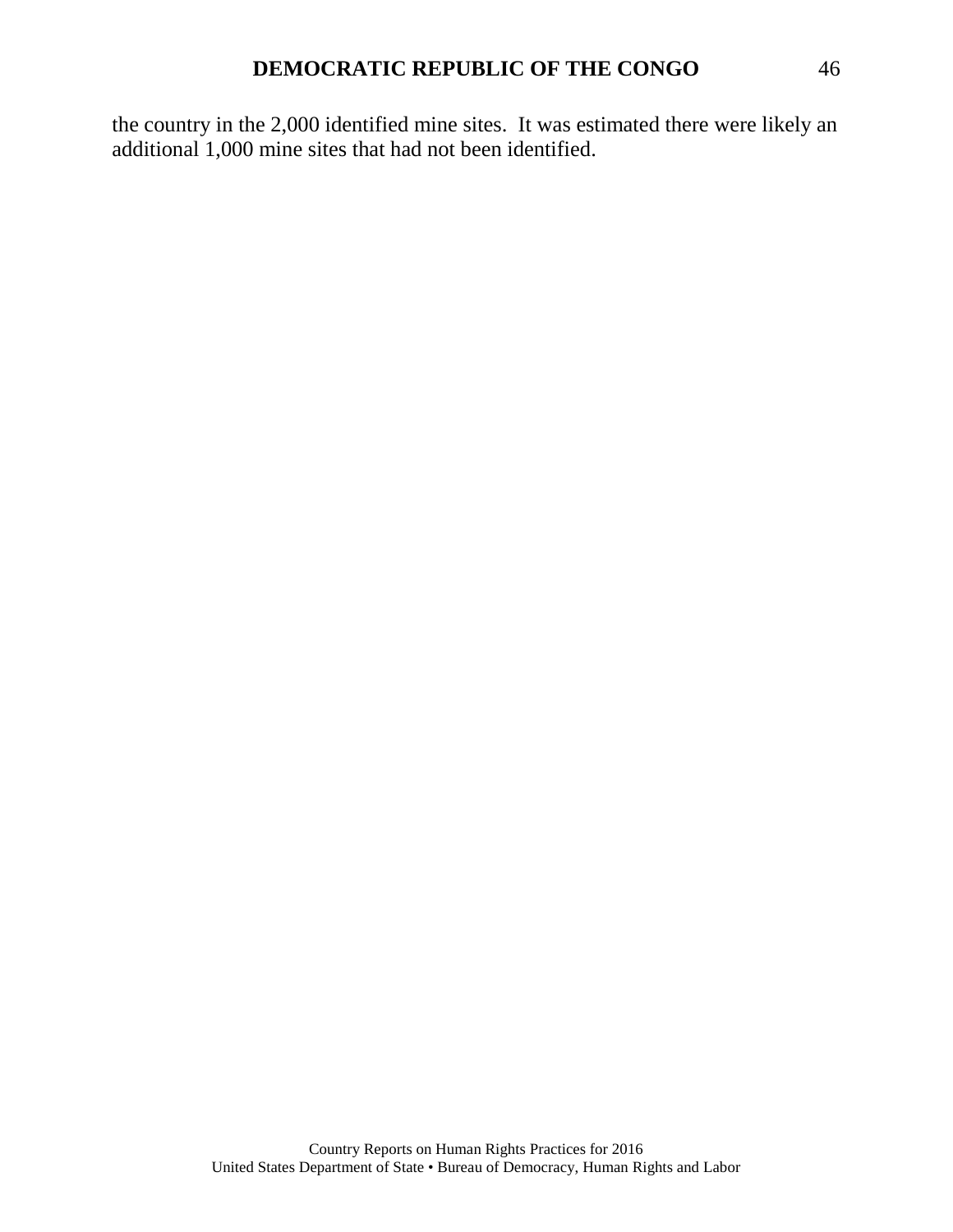the country in the 2,000 identified mine sites. It was estimated there were likely an additional 1,000 mine sites that had not been identified.